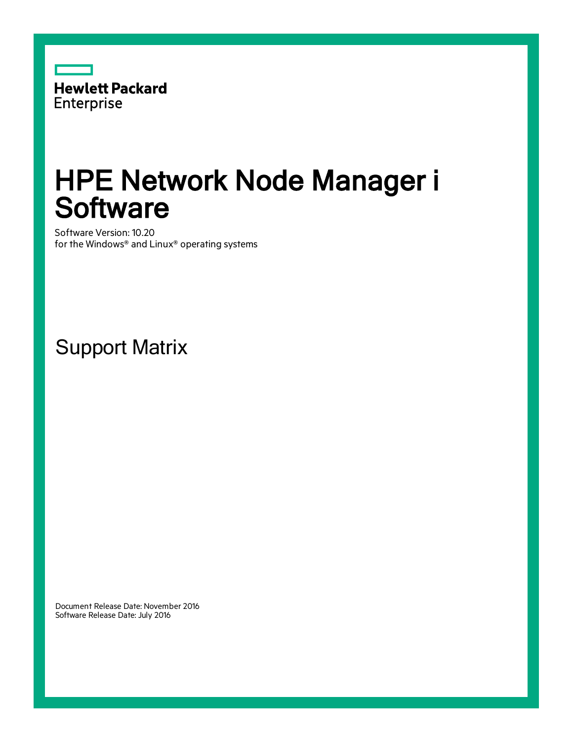Hewlett Packard
Enterprise

# HPE Network Node Manager i Software

Software Version: 10.20
for the Windows® and Linux® operating systems

## Support Matrix

Document Release Date: November 2016
Software Release Date: July 2016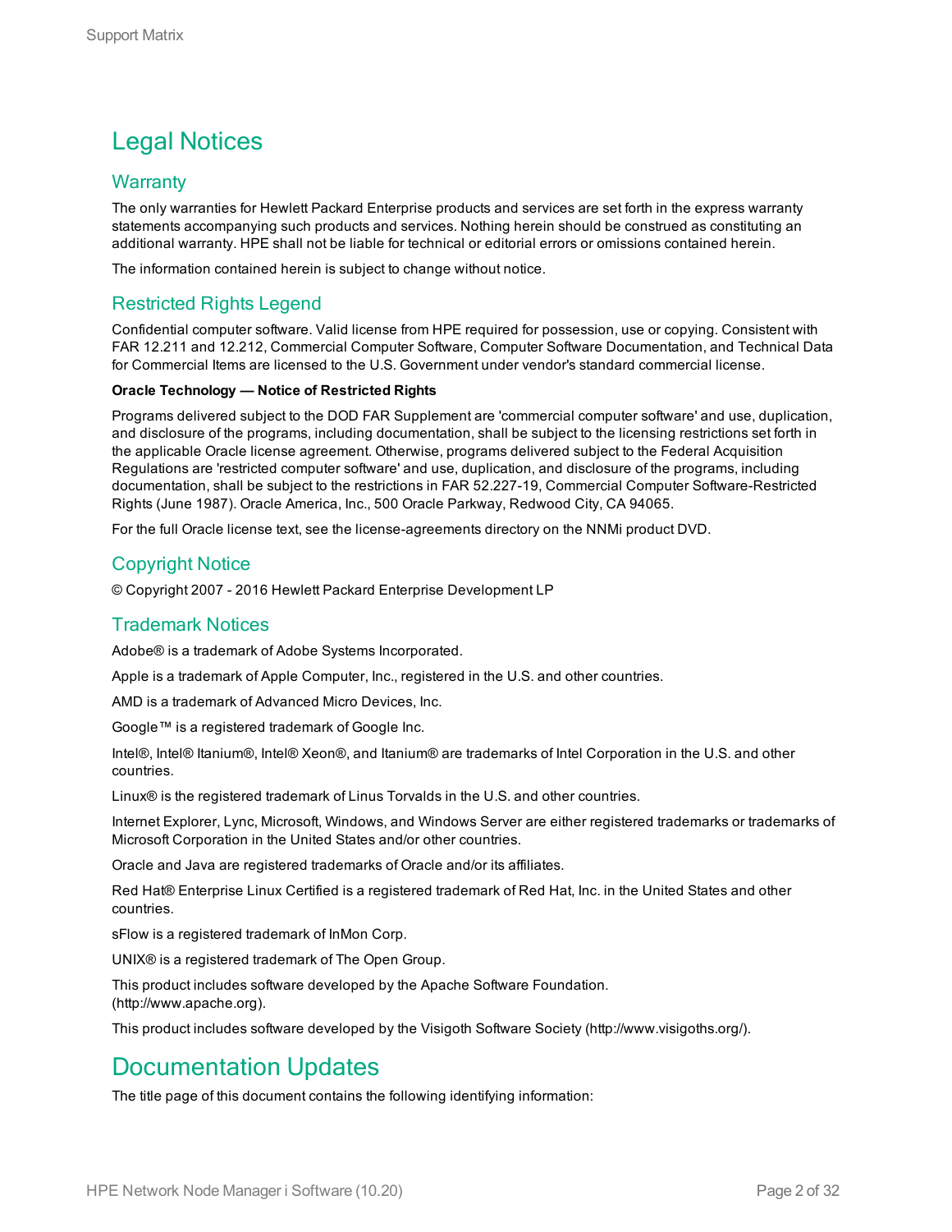# Legal Notices

## Warranty

The only warranties for Hewlett Packard Enterprise products and services are set forth in the express warranty statements accompanying such products and services. Nothing herein should be construed as constituting an additional warranty. HPE shall not be liable for technical or editorial errors or omissions contained herein.

The information contained herein is subject to change without notice.

## Restricted Rights Legend

Confidential computer software. Valid license from HPE required for possession, use or copying. Consistent with FAR 12.211 and 12.212, Commercial Computer Software, Computer Software Documentation, and Technical Data for Commercial Items are licensed to the U.S. Government under vendor's standard commercial license.

**Oracle Technology — Notice of Restricted Rights**

Programs delivered subject to the DOD FAR Supplement are 'commercial computer software' and use, duplication, and disclosure of the programs, including documentation, shall be subject to the licensing restrictions set forth in the applicable Oracle license agreement. Otherwise, programs delivered subject to the Federal Acquisition Regulations are 'restricted computer software' and use, duplication, and disclosure of the programs, including documentation, shall be subject to the restrictions in FAR 52.227-19, Commercial Computer Software-Restricted Rights (June 1987). Oracle America, Inc., 500 Oracle Parkway, Redwood City, CA 94065.

For the full Oracle license text, see the license-agreements directory on the NNMi product DVD.

## Copyright Notice

© Copyright 2007 - 2016 Hewlett Packard Enterprise Development LP

## Trademark Notices

Adobe® is a trademark of Adobe Systems Incorporated.

Apple is a trademark of Apple Computer, Inc., registered in the U.S. and other countries.

AMD is a trademark of Advanced Micro Devices, Inc.

Google™ is a registered trademark of Google Inc.

Intel®, Intel® Itanium®, Intel® Xeon®, and Itanium® are trademarks of Intel Corporation in the U.S. and other countries.

Linux® is the registered trademark of Linus Torvalds in the U.S. and other countries.

Internet Explorer, Lync, Microsoft, Windows, and Windows Server are either registered trademarks or trademarks of Microsoft Corporation in the United States and/or other countries.

Oracle and Java are registered trademarks of Oracle and/or its affiliates.

Red Hat® Enterprise Linux Certified is a registered trademark of Red Hat, Inc. in the United States and other countries.

sFlow is a registered trademark of InMon Corp.

UNIX® is a registered trademark of The Open Group.

This product includes software developed by the Apache Software Foundation. (http://www.apache.org).

This product includes software developed by the Visigoth Software Society (http://www.visigoths.org/).

# Documentation Updates

The title page of this document contains the following identifying information: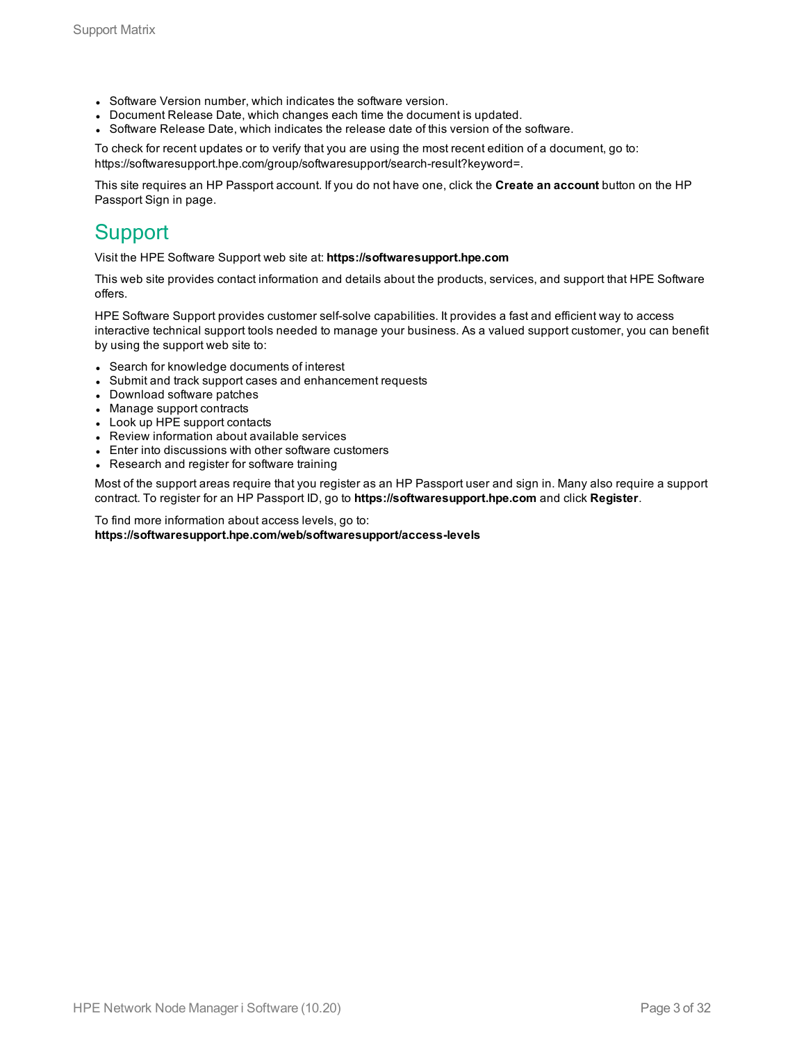- Software Version number, which indicates the software version.
- Document Release Date, which changes each time the document is updated.
- Software Release Date, which indicates the release date of this version of the software.

To check for recent updates or to verify that you are using the most recent edition of a document, go to: https://softwaresupport.hpe.com/group/softwaresupport/search-result?keyword=.

This site requires an HP Passport account. If you do not have one, click the **Create an account** button on the HP Passport Sign in page.

# Support

Visit the HPE Software Support web site at: **https://softwaresupport.hpe.com**

This web site provides contact information and details about the products, services, and support that HPE Software offers.

HPE Software Support provides customer self-solve capabilities. It provides a fast and efficient way to access interactive technical support tools needed to manage your business. As a valued support customer, you can benefit by using the support web site to:

- Search for knowledge documents of interest
- Submit and track support cases and enhancement requests
- Download software patches
- Manage support contracts
- Look up HPE support contacts
- Review information about available services
- Enter into discussions with other software customers
- Research and register for software training

Most of the support areas require that you register as an HP Passport user and sign in. Many also require a support contract. To register for an HP Passport ID, go to **https://softwaresupport.hpe.com** and click **Register**.

To find more information about access levels, go to:
**https://softwaresupport.hpe.com/web/softwaresupport/access-levels**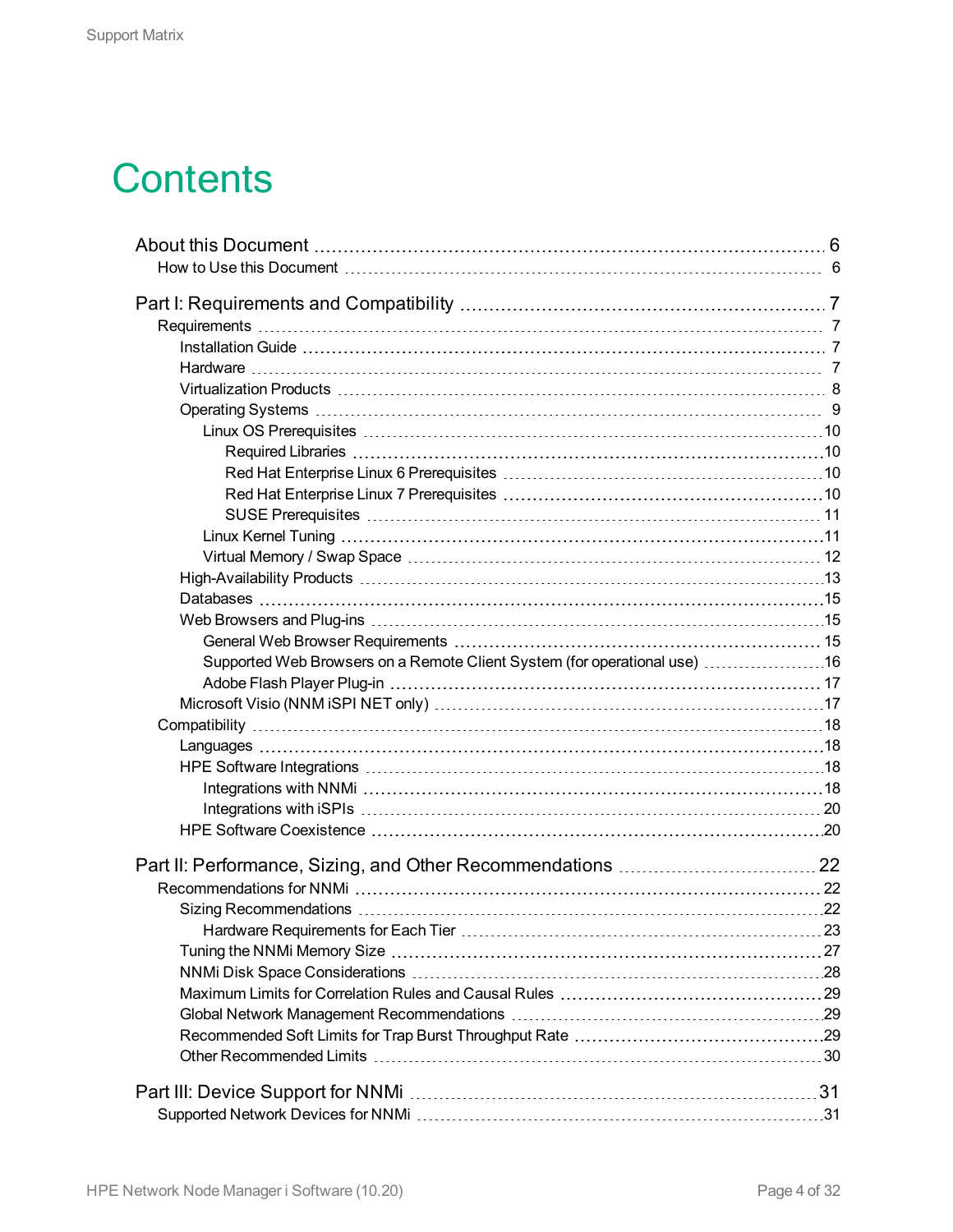# Contents

- About this Document 6
  - How to Use this Document 6
- Part I: Requirements and Compatibility 7
  - Requirements 7
    - Installation Guide 7
    - Hardware 7
    - Virtualization Products 8
    - Operating Systems 9
      - Linux OS Prerequisites 10
        - Required Libraries 10
        - Red Hat Enterprise Linux 6 Prerequisites 10
        - Red Hat Enterprise Linux 7 Prerequisites 10
        - SUSE Prerequisites 11
      - Linux Kernel Tuning 11
      - Virtual Memory / Swap Space 12
    - High-Availability Products 13
    - Databases 15
    - Web Browsers and Plug-ins 15
      - General Web Browser Requirements 15
      - Supported Web Browsers on a Remote Client System (for operational use) 16
      - Adobe Flash Player Plug-in 17
    - Microsoft Visio (NNM iSPI NET only) 17
  - Compatibility 18
    - Languages 18
    - HPE Software Integrations 18
      - Integrations with NNMi 18
      - Integrations with iSPIs 20
    - HPE Software Coexistence 20
- Part II: Performance, Sizing, and Other Recommendations 22
  - Recommendations for NNMi 22
    - Sizing Recommendations 22
      - Hardware Requirements for Each Tier 23
    - Tuning the NNMi Memory Size 27
    - NNMi Disk Space Considerations 28
    - Maximum Limits for Correlation Rules and Causal Rules 29
    - Global Network Management Recommendations 29
    - Recommended Soft Limits for Trap Burst Throughput Rate 29
    - Other Recommended Limits 30
- Part III: Device Support for NNMi 31
  - Supported Network Devices for NNMi 31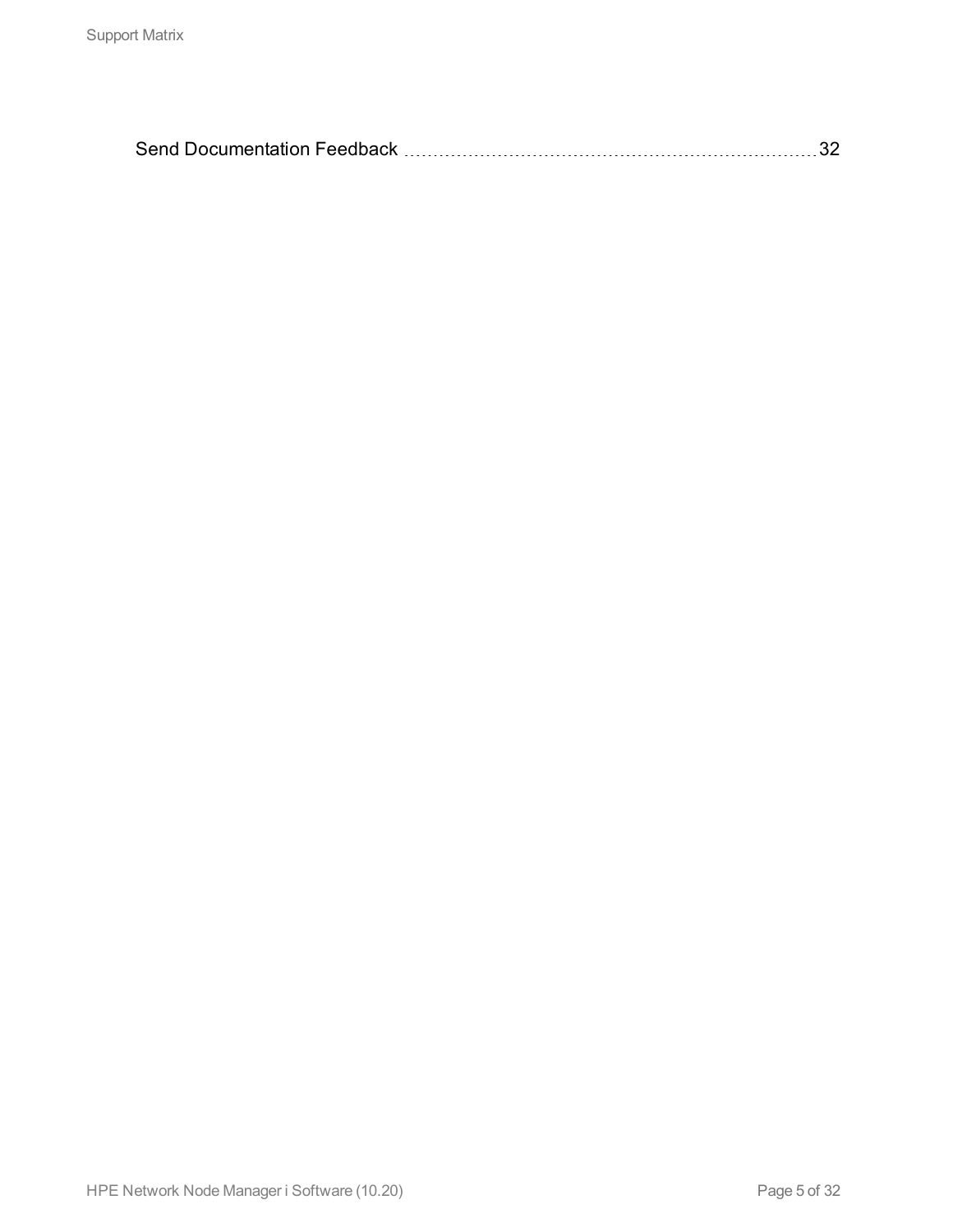Send Documentation Feedback 32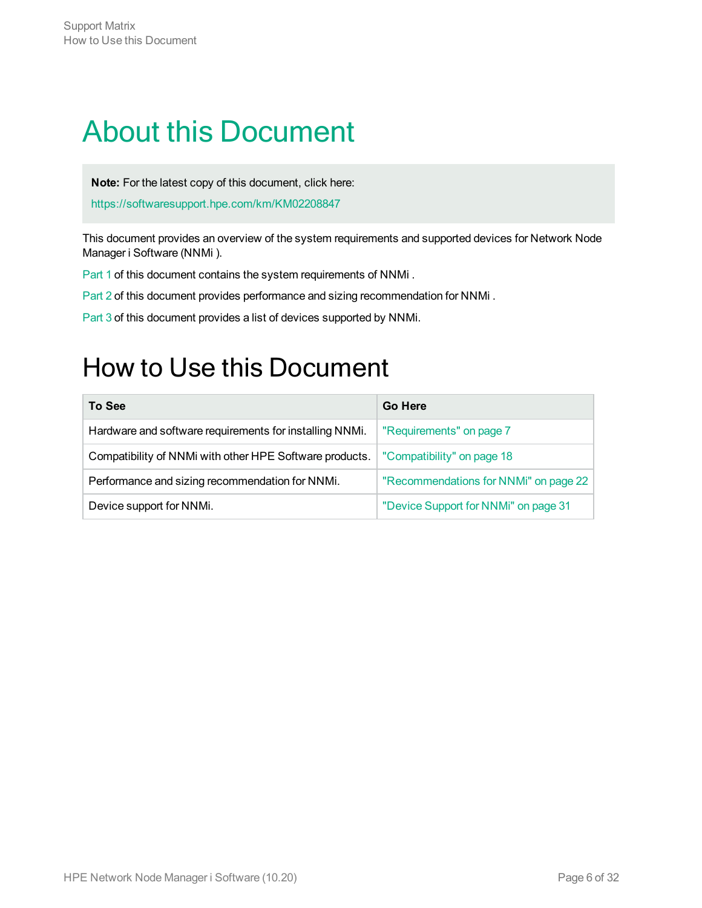# About this Document

**Note:** For the latest copy of this document, click here:

https://softwaresupport.hpe.com/km/KM02208847

This document provides an overview of the system requirements and supported devices for Network Node Manager i Software (NNMi ).

Part 1 of this document contains the system requirements of NNMi .

Part 2 of this document provides performance and sizing recommendation for NNMi .

Part 3 of this document provides a list of devices supported by NNMi.

# How to Use this Document

| To See | Go Here |
| --- | --- |
| Hardware and software requirements for installing NNMi. | "Requirements" on page 7 |
| Compatibility of NNMi with other HPE Software products. | "Compatibility" on page 18 |
| Performance and sizing recommendation for NNMi. | "Recommendations for NNMi" on page 22 |
| Device support for NNMi. | "Device Support for NNMi" on page 31 |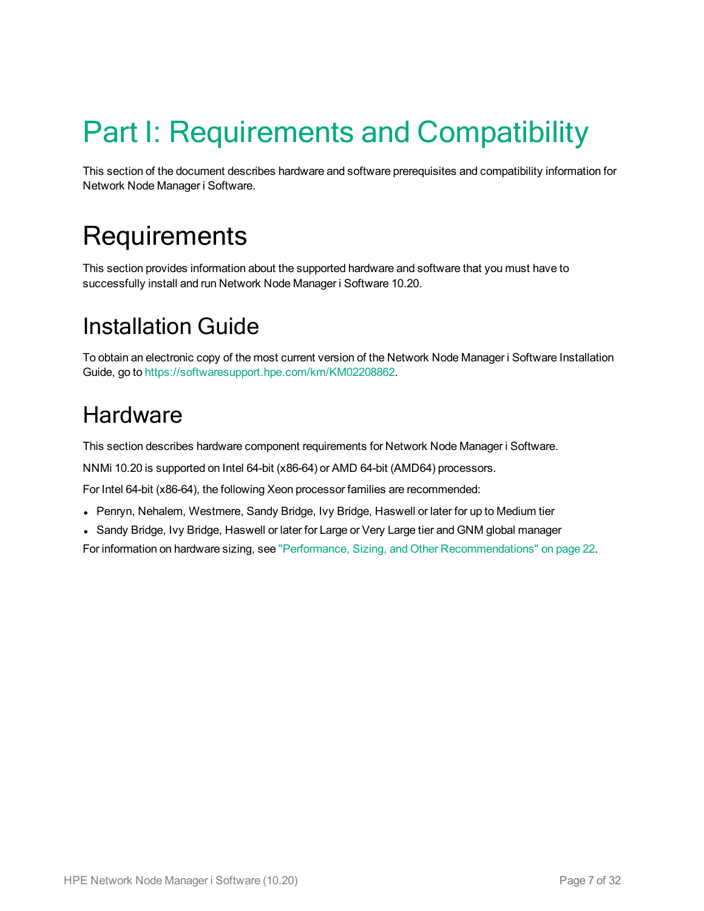# Part I: Requirements and Compatibility

This section of the document describes hardware and software prerequisites and compatibility information for Network Node Manager i Software.

# Requirements

This section provides information about the supported hardware and software that you must have to successfully install and run Network Node Manager i Software 10.20.

## Installation Guide

To obtain an electronic copy of the most current version of the Network Node Manager i Software Installation Guide, go to https://softwaresupport.hpe.com/km/KM02208862.

## Hardware

This section describes hardware component requirements for Network Node Manager i Software.

NNMi 10.20 is supported on Intel 64-bit (x86-64) or AMD 64-bit (AMD64) processors.

For Intel 64-bit (x86-64), the following Xeon processor families are recommended:

- Penryn, Nehalem, Westmere, Sandy Bridge, Ivy Bridge, Haswell or later for up to Medium tier
- Sandy Bridge, Ivy Bridge, Haswell or later for Large or Very Large tier and GNM global manager

For information on hardware sizing, see "Performance, Sizing, and Other Recommendations" on page 22.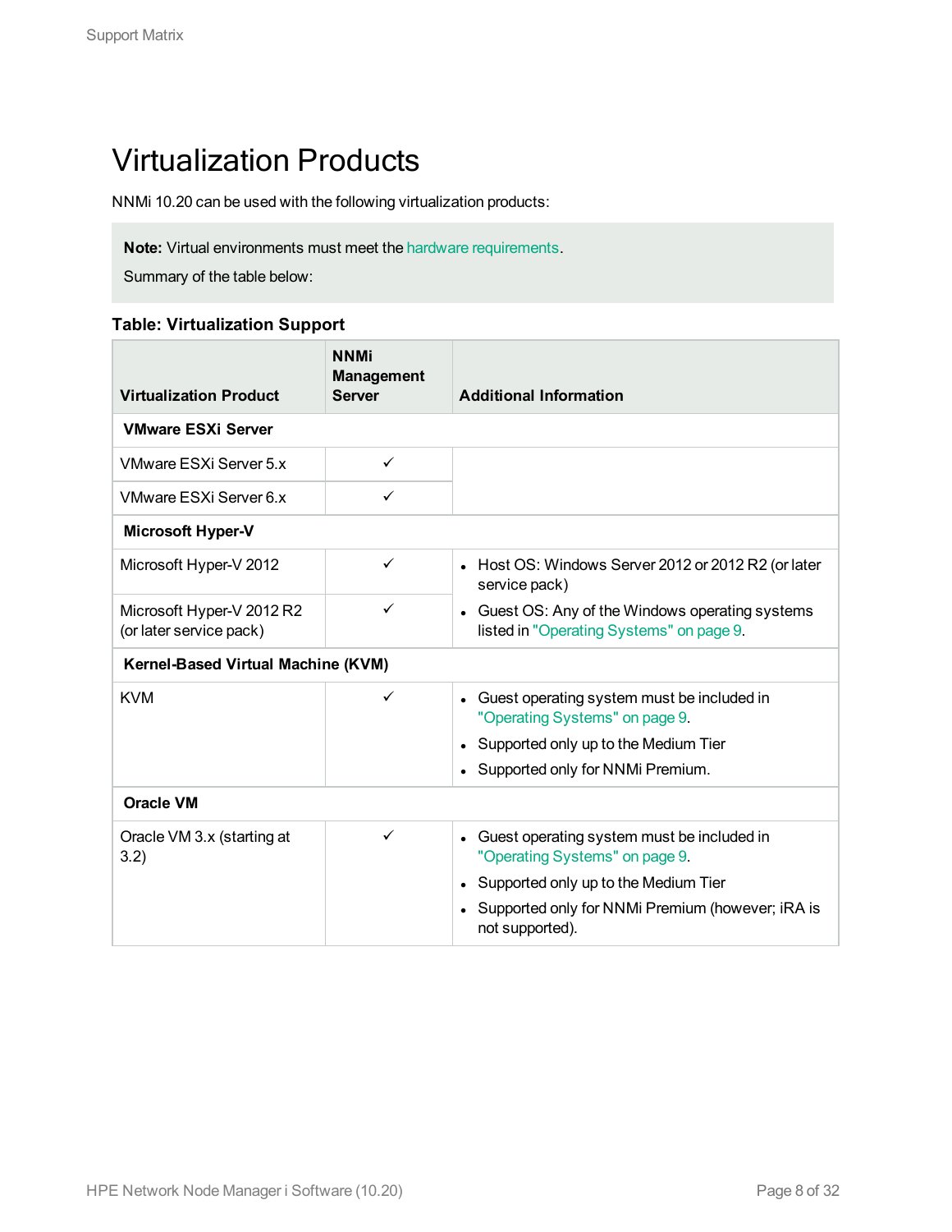# Virtualization Products

NNMi 10.20 can be used with the following virtualization products:

> **Note:** Virtual environments must meet the hardware requirements.
>
> Summary of the table below:

**Table: Virtualization Support**

| Virtualization Product | NNMi Management Server | Additional Information |
|---|---|---|
| **VMware ESXi Server** | | |
| VMware ESXi Server 5.x | ✓ | |
| VMware ESXi Server 6.x | ✓ | |
| **Microsoft Hyper-V** | | |
| Microsoft Hyper-V 2012 | ✓ | • Host OS: Windows Server 2012 or 2012 R2 (or later service pack)<br>• Guest OS: Any of the Windows operating systems listed in "Operating Systems" on page 9. |
| Microsoft Hyper-V 2012 R2 (or later service pack) | ✓ | |
| **Kernel-Based Virtual Machine (KVM)** | | |
| KVM | ✓ | • Guest operating system must be included in "Operating Systems" on page 9.<br>• Supported only up to the Medium Tier<br>• Supported only for NNMi Premium. |
| **Oracle VM** | | |
| Oracle VM 3.x (starting at 3.2) | ✓ | • Guest operating system must be included in "Operating Systems" on page 9.<br>• Supported only up to the Medium Tier<br>• Supported only for NNMi Premium (however; iRA is not supported). |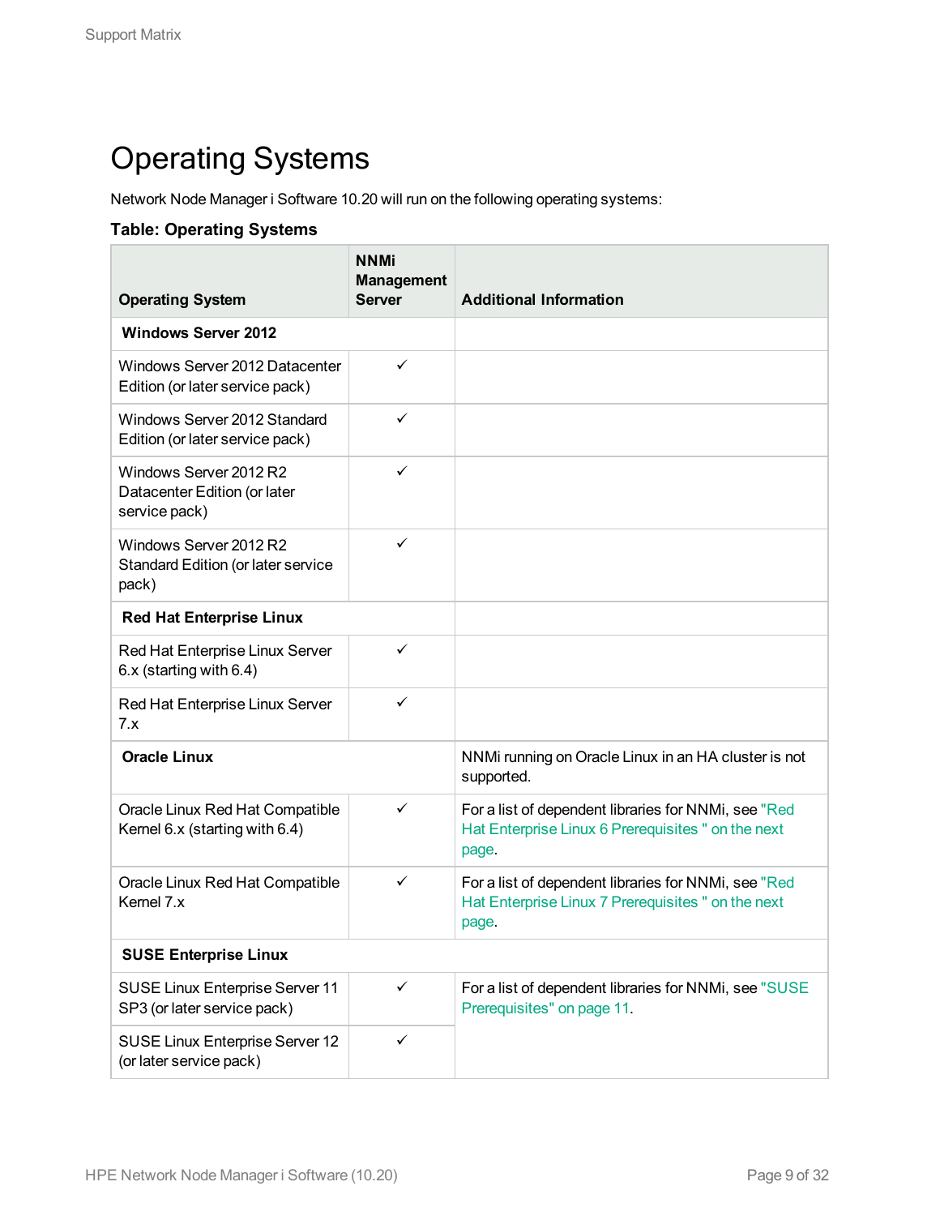# Operating Systems

Network Node Manager i Software 10.20 will run on the following operating systems:

**Table: Operating Systems**

| Operating System | NNMi Management Server | Additional Information |
|---|---|---|
| **Windows Server 2012** | | |
| Windows Server 2012 Datacenter Edition (or later service pack) | ✓ | |
| Windows Server 2012 Standard Edition (or later service pack) | ✓ | |
| Windows Server 2012 R2 Datacenter Edition (or later service pack) | ✓ | |
| Windows Server 2012 R2 Standard Edition (or later service pack) | ✓ | |
| **Red Hat Enterprise Linux** | | |
| Red Hat Enterprise Linux Server 6.x (starting with 6.4) | ✓ | |
| Red Hat Enterprise Linux Server 7.x | ✓ | |
| **Oracle Linux** | | NNMi running on Oracle Linux in an HA cluster is not supported. |
| Oracle Linux Red Hat Compatible Kernel 6.x (starting with 6.4) | ✓ | For a list of dependent libraries for NNMi, see "Red Hat Enterprise Linux 6 Prerequisites " on the next page. |
| Oracle Linux Red Hat Compatible Kernel 7.x | ✓ | For a list of dependent libraries for NNMi, see "Red Hat Enterprise Linux 7 Prerequisites " on the next page. |
| **SUSE Enterprise Linux** | | |
| SUSE Linux Enterprise Server 11 SP3 (or later service pack) | ✓ | For a list of dependent libraries for NNMi, see "SUSE Prerequisites" on page 11. |
| SUSE Linux Enterprise Server 12 (or later service pack) | ✓ | |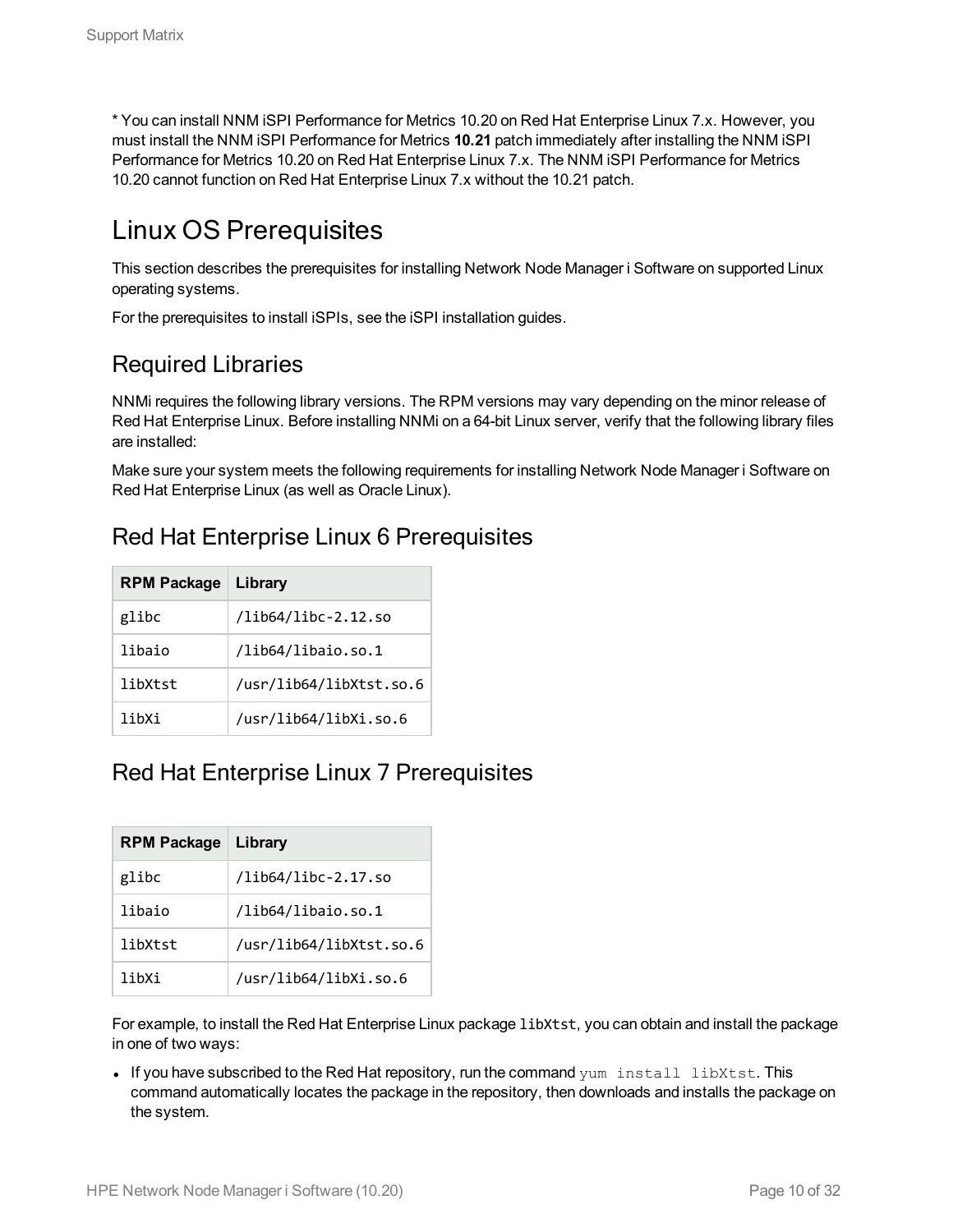* You can install NNM iSPI Performance for Metrics 10.20 on Red Hat Enterprise Linux 7.x. However, you must install the NNM iSPI Performance for Metrics **10.21** patch immediately after installing the NNM iSPI Performance for Metrics 10.20 on Red Hat Enterprise Linux 7.x. The NNM iSPI Performance for Metrics 10.20 cannot function on Red Hat Enterprise Linux 7.x without the 10.21 patch.

# Linux OS Prerequisites

This section describes the prerequisites for installing Network Node Manager i Software on supported Linux operating systems.

For the prerequisites to install iSPIs, see the iSPI installation guides.

## Required Libraries

NNMi requires the following library versions. The RPM versions may vary depending on the minor release of Red Hat Enterprise Linux. Before installing NNMi on a 64-bit Linux server, verify that the following library files are installed:

Make sure your system meets the following requirements for installing Network Node Manager i Software on Red Hat Enterprise Linux (as well as Oracle Linux).

## Red Hat Enterprise Linux 6 Prerequisites

| RPM Package | Library |
|---|---|
| `glibc` | `/lib64/libc-2.12.so` |
| `libaio` | `/lib64/libaio.so.1` |
| `libXtst` | `/usr/lib64/libXtst.so.6` |
| `libXi` | `/usr/lib64/libXi.so.6` |

## Red Hat Enterprise Linux 7 Prerequisites

| RPM Package | Library |
|---|---|
| `glibc` | `/lib64/libc-2.17.so` |
| `libaio` | `/lib64/libaio.so.1` |
| `libXtst` | `/usr/lib64/libXtst.so.6` |
| `libXi` | `/usr/lib64/libXi.so.6` |

For example, to install the Red Hat Enterprise Linux package `libXtst`, you can obtain and install the package in one of two ways:

- If you have subscribed to the Red Hat repository, run the command `yum install libXtst`. This command automatically locates the package in the repository, then downloads and installs the package on the system.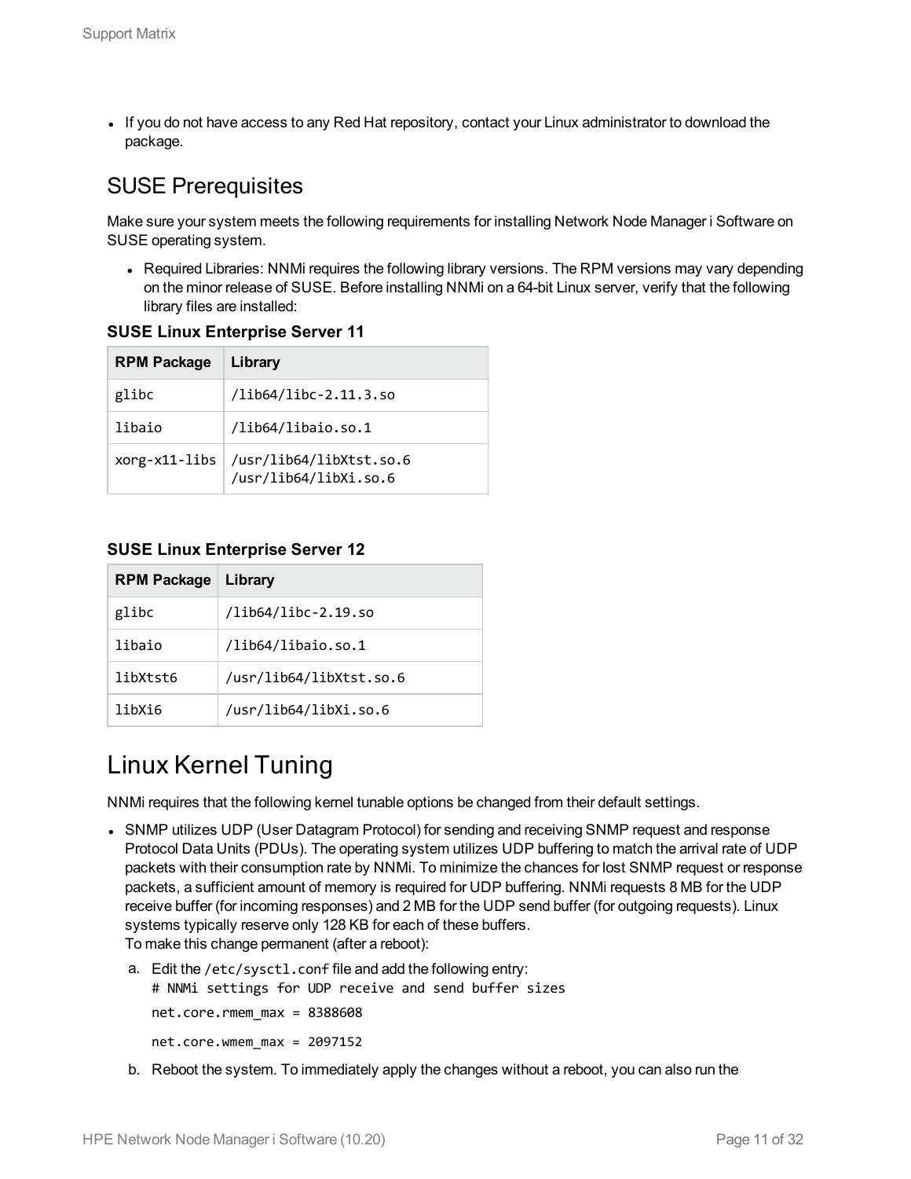- If you do not have access to any Red Hat repository, contact your Linux administrator to download the package.

## SUSE Prerequisites

Make sure your system meets the following requirements for installing Network Node Manager i Software on SUSE operating system.

- Required Libraries: NNMi requires the following library versions. The RPM versions may vary depending on the minor release of SUSE. Before installing NNMi on a 64-bit Linux server, verify that the following library files are installed:

**SUSE Linux Enterprise Server 11**

| RPM Package | Library |
|---|---|
| `glibc` | `/lib64/libc-2.11.3.so` |
| `libaio` | `/lib64/libaio.so.1` |
| `xorg-x11-libs` | `/usr/lib64/libXtst.so.6`<br>`/usr/lib64/libXi.so.6` |

**SUSE Linux Enterprise Server 12**

| RPM Package | Library |
|---|---|
| `glibc` | `/lib64/libc-2.19.so` |
| `libaio` | `/lib64/libaio.so.1` |
| `libXtst6` | `/usr/lib64/libXtst.so.6` |
| `libXi6` | `/usr/lib64/libXi.so.6` |

# Linux Kernel Tuning

NNMi requires that the following kernel tunable options be changed from their default settings.

- SNMP utilizes UDP (User Datagram Protocol) for sending and receiving SNMP request and response Protocol Data Units (PDUs). The operating system utilizes UDP buffering to match the arrival rate of UDP packets with their consumption rate by NNMi. To minimize the chances for lost SNMP request or response packets, a sufficient amount of memory is required for UDP buffering. NNMi requests 8 MB for the UDP receive buffer (for incoming responses) and 2 MB for the UDP send buffer (for outgoing requests). Linux systems typically reserve only 128 KB for each of these buffers.
  To make this change permanent (after a reboot):

  a. Edit the `/etc/sysctl.conf` file and add the following entry:

     ```
     # NNMi settings for UDP receive and send buffer sizes
     net.core.rmem_max = 8388608
     net.core.wmem_max = 2097152
     ```

  b. Reboot the system. To immediately apply the changes without a reboot, you can also run the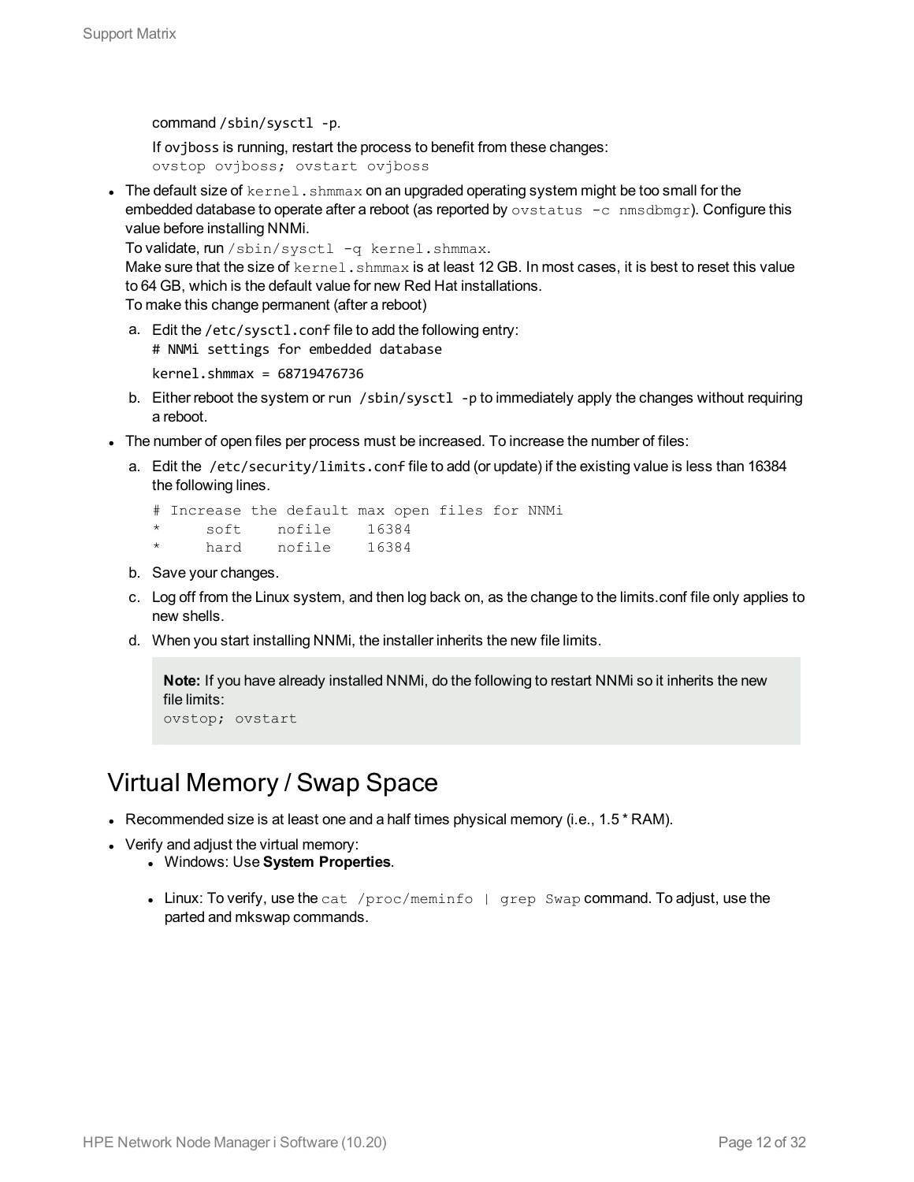command `/sbin/sysctl -p`.

If `ovjboss` is running, restart the process to benefit from these changes:
`ovstop ovjboss; ovstart ovjboss`

- The default size of `kernel.shmmax` on an upgraded operating system might be too small for the embedded database to operate after a reboot (as reported by `ovstatus -c nmsdbmgr`). Configure this value before installing NNMi.
  To validate, run `/sbin/sysctl -q kernel.shmmax`.
  Make sure that the size of `kernel.shmmax` is at least 12 GB. In most cases, it is best to reset this value to 64 GB, which is the default value for new Red Hat installations.
  To make this change permanent (after a reboot)

  a. Edit the `/etc/sysctl.conf` file to add the following entry:
  ```
  # NNMi settings for embedded database
  kernel.shmmax = 68719476736
  ```
  b. Either reboot the system or run `/sbin/sysctl -p` to immediately apply the changes without requiring a reboot.

- The number of open files per process must be increased. To increase the number of files:

  a. Edit the `/etc/security/limits.conf` file to add (or update) if the existing value is less than 16384 the following lines.
  ```
  # Increase the default max open files for NNMi
  *     soft    nofile    16384
  *     hard    nofile    16384
  ```
  b. Save your changes.

  c. Log off from the Linux system, and then log back on, as the change to the limits.conf file only applies to new shells.

  d. When you start installing NNMi, the installer inherits the new file limits.

  **Note:** If you have already installed NNMi, do the following to restart NNMi so it inherits the new file limits:
  `ovstop; ovstart`

## Virtual Memory / Swap Space

- Recommended size is at least one and a half times physical memory (i.e., 1.5 * RAM).
- Verify and adjust the virtual memory:
  - Windows: Use **System Properties**.
  - Linux: To verify, use the `cat /proc/meminfo | grep Swap` command. To adjust, use the parted and mkswap commands.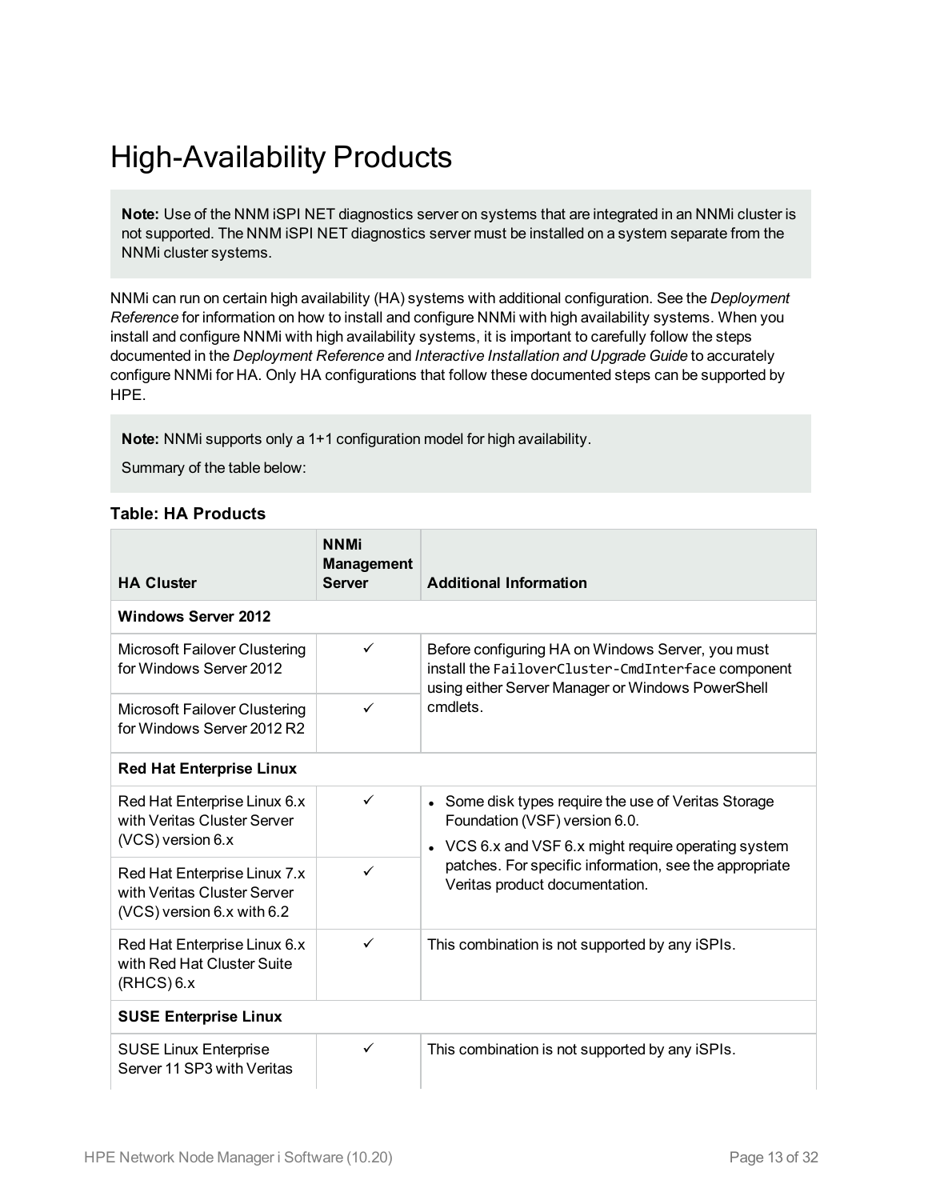# High-Availability Products

> **Note:** Use of the NNM iSPI NET diagnostics server on systems that are integrated in an NNMi cluster is not supported. The NNM iSPI NET diagnostics server must be installed on a system separate from the NNMi cluster systems.

NNMi can run on certain high availability (HA) systems with additional configuration. See the *Deployment Reference* for information on how to install and configure NNMi with high availability systems. When you install and configure NNMi with high availability systems, it is important to carefully follow the steps documented in the *Deployment Reference* and *Interactive Installation and Upgrade Guide* to accurately configure NNMi for HA. Only HA configurations that follow these documented steps can be supported by HPE.

> **Note:** NNMi supports only a 1+1 configuration model for high availability.
>
> Summary of the table below:

**Table: HA Products**

| HA Cluster | NNMi Management Server | Additional Information |
| --- | --- | --- |
| **Windows Server 2012** | | |
| Microsoft Failover Clustering for Windows Server 2012 | ✓ | Before configuring HA on Windows Server, you must install the `FailoverCluster-CmdInterface` component using either Server Manager or Windows PowerShell cmdlets. |
| Microsoft Failover Clustering for Windows Server 2012 R2 | ✓ | |
| **Red Hat Enterprise Linux** | | |
| Red Hat Enterprise Linux 6.x with Veritas Cluster Server (VCS) version 6.x | ✓ | • Some disk types require the use of Veritas Storage Foundation (VSF) version 6.0.<br>• VCS 6.x and VSF 6.x might require operating system patches. For specific information, see the appropriate Veritas product documentation. |
| Red Hat Enterprise Linux 7.x with Veritas Cluster Server (VCS) version 6.x with 6.2 | ✓ | |
| Red Hat Enterprise Linux 6.x with Red Hat Cluster Suite (RHCS) 6.x | ✓ | This combination is not supported by any iSPIs. |
| **SUSE Enterprise Linux** | | |
| SUSE Linux Enterprise Server 11 SP3 with Veritas | ✓ | This combination is not supported by any iSPIs. |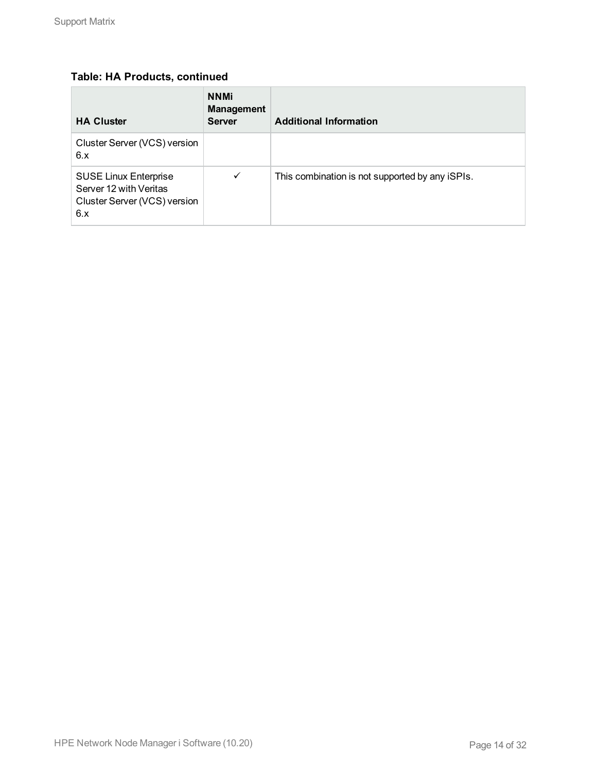**Table: HA Products, continued**

| HA Cluster | NNMi Management Server | Additional Information |
| --- | --- | --- |
| Cluster Server (VCS) version 6.x | | |
| SUSE Linux Enterprise Server 12 with Veritas Cluster Server (VCS) version 6.x | ✓ | This combination is not supported by any iSPIs. |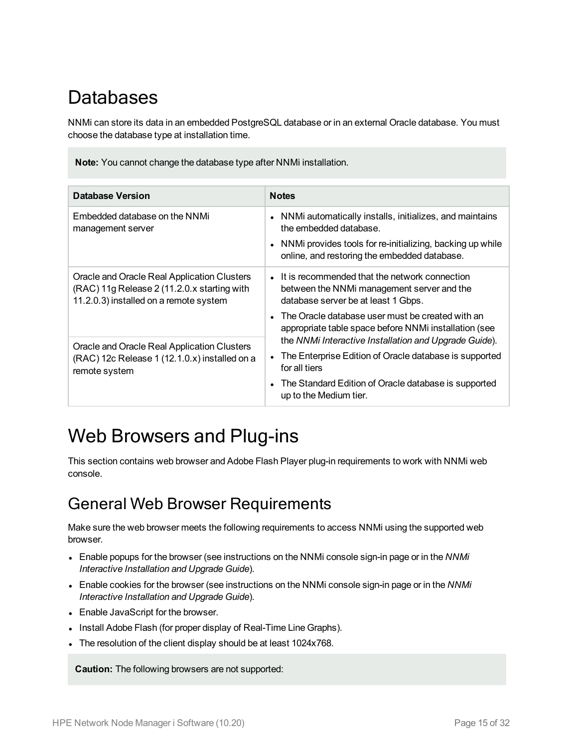# Databases

NNMi can store its data in an embedded PostgreSQL database or in an external Oracle database. You must choose the database type at installation time.

> **Note:** You cannot change the database type after NNMi installation.

| Database Version | Notes |
| --- | --- |
| Embedded database on the NNMi management server | • NNMi automatically installs, initializes, and maintains the embedded database.<br>• NNMi provides tools for re-initializing, backing up while online, and restoring the embedded database. |
| Oracle and Oracle Real Application Clusters (RAC) 11g Release 2 (11.2.0.x starting with 11.2.0.3) installed on a remote system | • It is recommended that the network connection between the NNMi management server and the database server be at least 1 Gbps.<br>• The Oracle database user must be created with an appropriate table space before NNMi installation (see the *NNMi Interactive Installation and Upgrade Guide*).<br>• The Enterprise Edition of Oracle database is supported for all tiers<br>• The Standard Edition of Oracle database is supported up to the Medium tier. |
| Oracle and Oracle Real Application Clusters (RAC) 12c Release 1 (12.1.0.x) installed on a remote system | |

# Web Browsers and Plug-ins

This section contains web browser and Adobe Flash Player plug-in requirements to work with NNMi web console.

## General Web Browser Requirements

Make sure the web browser meets the following requirements to access NNMi using the supported web browser.

- Enable popups for the browser (see instructions on the NNMi console sign-in page or in the *NNMi Interactive Installation and Upgrade Guide*).
- Enable cookies for the browser (see instructions on the NNMi console sign-in page or in the *NNMi Interactive Installation and Upgrade Guide*).
- Enable JavaScript for the browser.
- Install Adobe Flash (for proper display of Real-Time Line Graphs).
- The resolution of the client display should be at least 1024x768.

> **Caution:** The following browsers are not supported: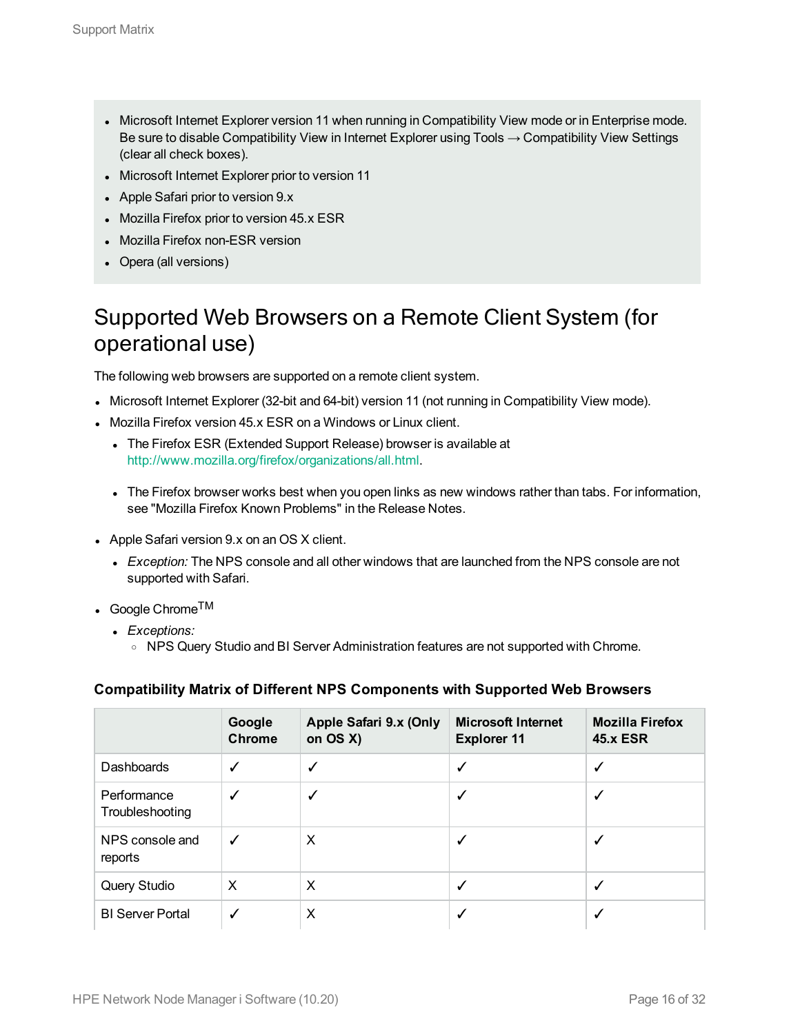- Microsoft Internet Explorer version 11 when running in Compatibility View mode or in Enterprise mode. Be sure to disable Compatibility View in Internet Explorer using Tools → Compatibility View Settings (clear all check boxes).
- Microsoft Internet Explorer prior to version 11
- Apple Safari prior to version 9.x
- Mozilla Firefox prior to version 45.x ESR
- Mozilla Firefox non-ESR version
- Opera (all versions)

## Supported Web Browsers on a Remote Client System (for operational use)

The following web browsers are supported on a remote client system.

- Microsoft Internet Explorer (32-bit and 64-bit) version 11 (not running in Compatibility View mode).
- Mozilla Firefox version 45.x ESR on a Windows or Linux client.
  - The Firefox ESR (Extended Support Release) browser is available at http://www.mozilla.org/firefox/organizations/all.html.
  - The Firefox browser works best when you open links as new windows rather than tabs. For information, see "Mozilla Firefox Known Problems" in the Release Notes.
- Apple Safari version 9.x on an OS X client.
  - *Exception:* The NPS console and all other windows that are launched from the NPS console are not supported with Safari.
- Google Chrome[TM]
  - *Exceptions:*
    - NPS Query Studio and BI Server Administration features are not supported with Chrome.

**Compatibility Matrix of Different NPS Components with Supported Web Browsers**

| | Google Chrome | Apple Safari 9.x (Only on OS X) | Microsoft Internet Explorer 11 | Mozilla Firefox 45.x ESR |
|---|---|---|---|---|
| Dashboards | ✓ | ✓ | ✓ | ✓ |
| Performance Troubleshooting | ✓ | ✓ | ✓ | ✓ |
| NPS console and reports | ✓ | X | ✓ | ✓ |
| Query Studio | X | X | ✓ | ✓ |
| BI Server Portal | ✓ | X | ✓ | ✓ |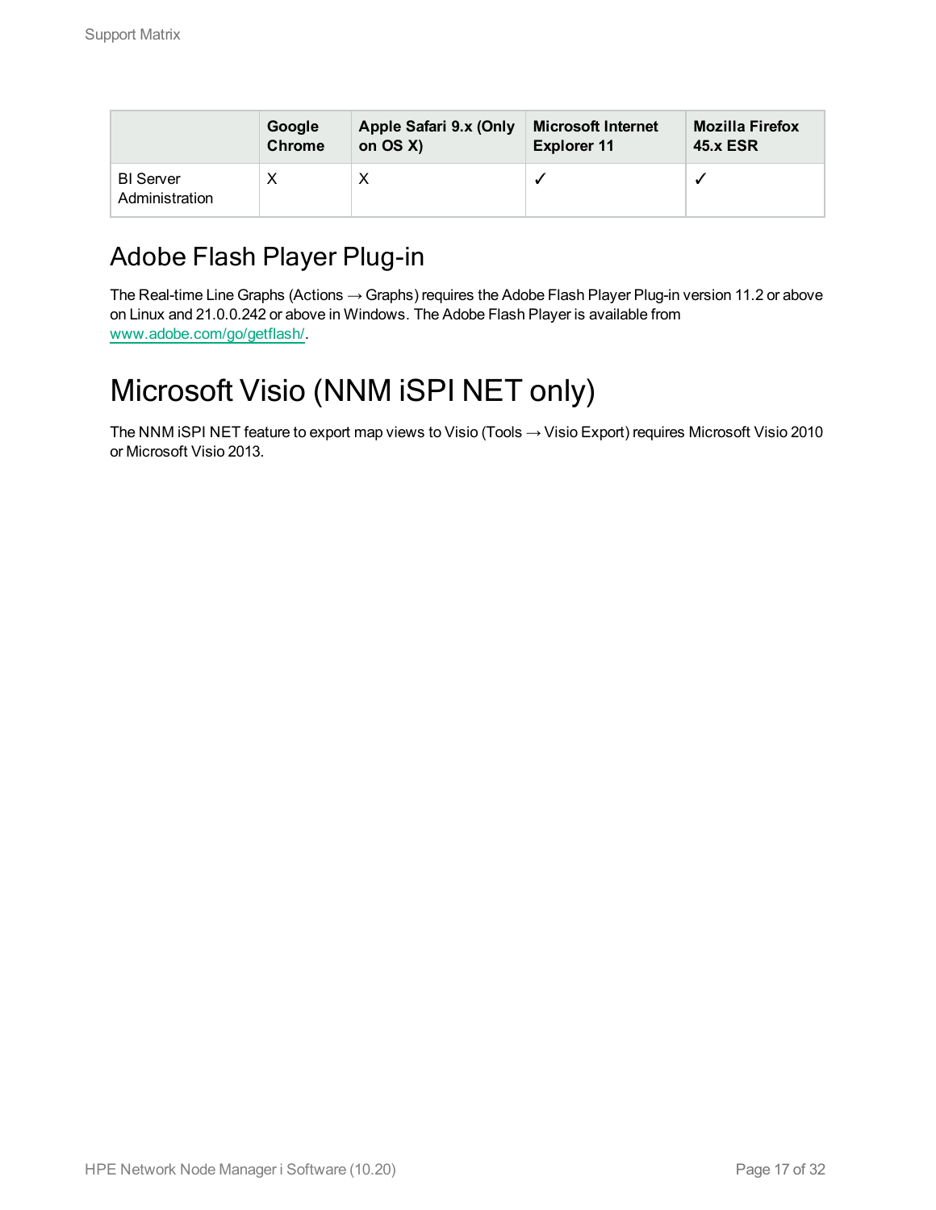| | Google Chrome | Apple Safari 9.x (Only on OS X) | Microsoft Internet Explorer 11 | Mozilla Firefox 45.x ESR |
|---|---|---|---|---|
| BI Server Administration | X | X | ✓ | ✓ |

## Adobe Flash Player Plug-in

The Real-time Line Graphs (Actions → Graphs) requires the Adobe Flash Player Plug-in version 11.2 or above on Linux and 21.0.0.242 or above in Windows. The Adobe Flash Player is available from www.adobe.com/go/getflash/.

# Microsoft Visio (NNM iSPI NET only)

The NNM iSPI NET feature to export map views to Visio (Tools → Visio Export) requires Microsoft Visio 2010 or Microsoft Visio 2013.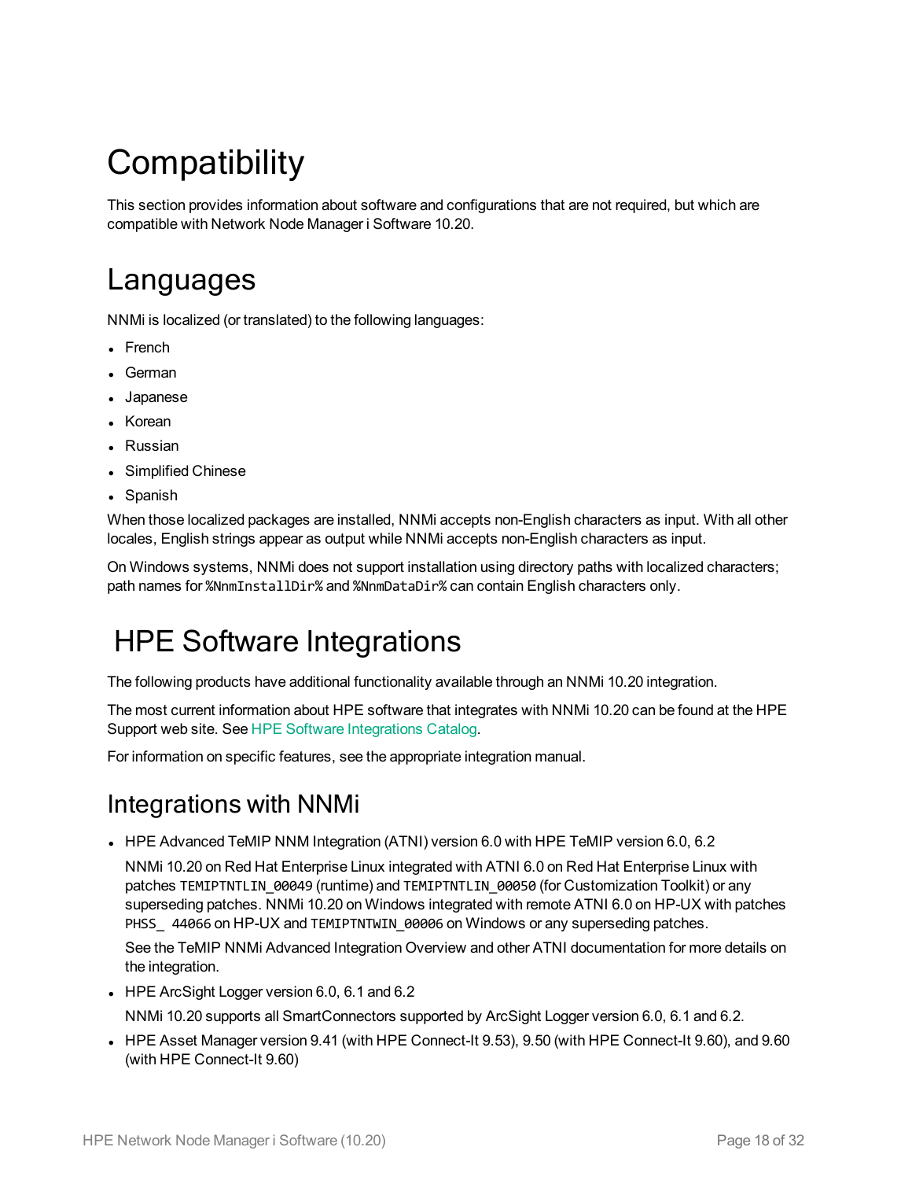# Compatibility

This section provides information about software and configurations that are not required, but which are compatible with Network Node Manager i Software 10.20.

## Languages

NNMi is localized (or translated) to the following languages:

- French
- German
- Japanese
- Korean
- Russian
- Simplified Chinese
- Spanish

When those localized packages are installed, NNMi accepts non-English characters as input. With all other locales, English strings appear as output while NNMi accepts non-English characters as input.

On Windows systems, NNMi does not support installation using directory paths with localized characters; path names for `%NnmInstallDir%` and `%NnmDataDir%` can contain English characters only.

## HPE Software Integrations

The following products have additional functionality available through an NNMi 10.20 integration.

The most current information about HPE software that integrates with NNMi 10.20 can be found at the HPE Support web site. See HPE Software Integrations Catalog.

For information on specific features, see the appropriate integration manual.

### Integrations with NNMi

- HPE Advanced TeMIP NNM Integration (ATNI) version 6.0 with HPE TeMIP version 6.0, 6.2

  NNMi 10.20 on Red Hat Enterprise Linux integrated with ATNI 6.0 on Red Hat Enterprise Linux with patches `TEMIPTNTLIN_00049` (runtime) and `TEMIPTNTLIN_00050` (for Customization Toolkit) or any superseding patches. NNMi 10.20 on Windows integrated with remote ATNI 6.0 on HP-UX with patches `PHSS_ 44066` on HP-UX and `TEMIPTNTWIN_00006` on Windows or any superseding patches.

  See the TeMIP NNMi Advanced Integration Overview and other ATNI documentation for more details on the integration.

- HPE ArcSight Logger version 6.0, 6.1 and 6.2

  NNMi 10.20 supports all SmartConnectors supported by ArcSight Logger version 6.0, 6.1 and 6.2.

- HPE Asset Manager version 9.41 (with HPE Connect-It 9.53), 9.50 (with HPE Connect-It 9.60), and 9.60 (with HPE Connect-It 9.60)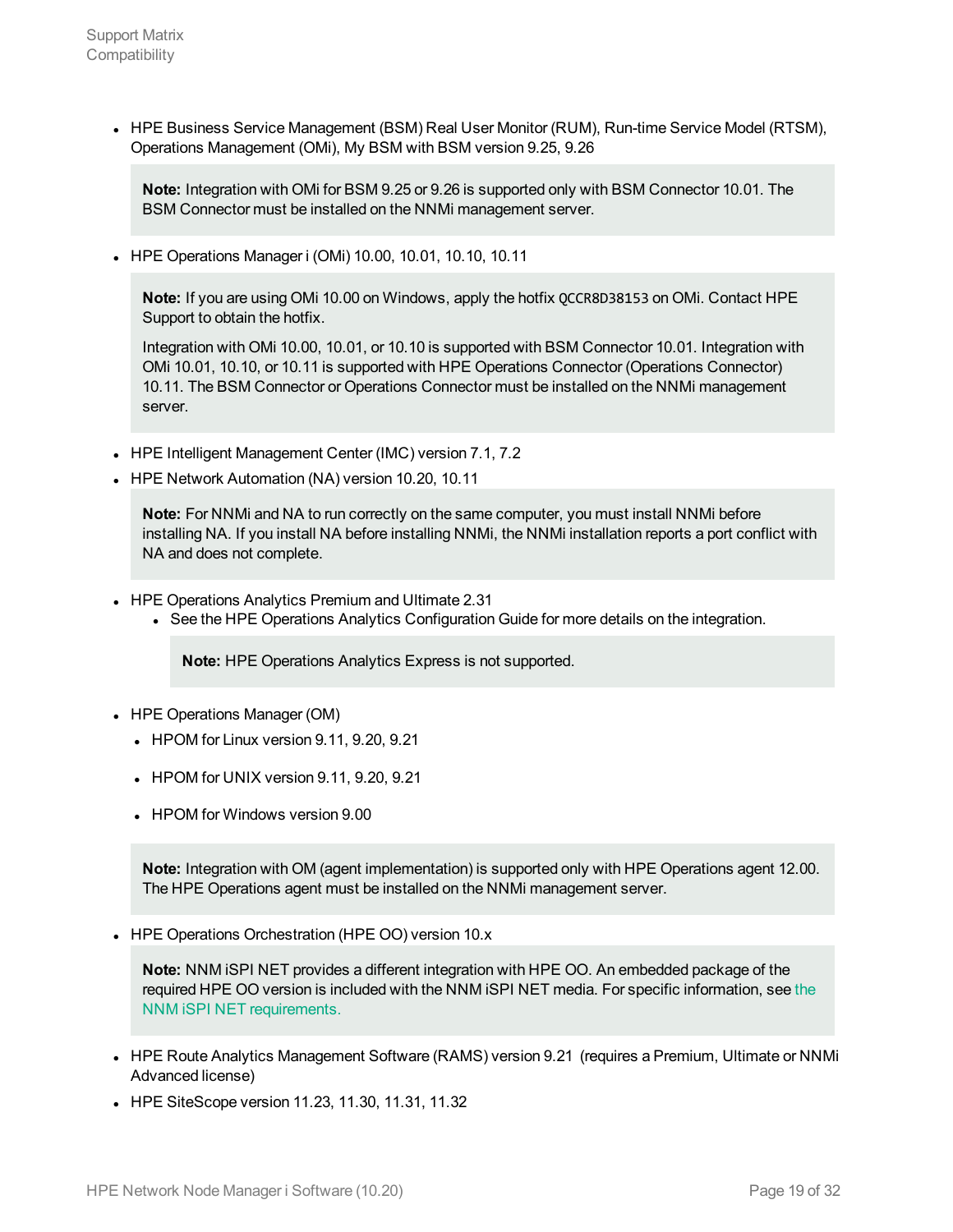- HPE Business Service Management (BSM) Real User Monitor (RUM), Run-time Service Model (RTSM), Operations Management (OMi), My BSM with BSM version 9.25, 9.26

  > **Note:** Integration with OMi for BSM 9.25 or 9.26 is supported only with BSM Connector 10.01. The BSM Connector must be installed on the NNMi management server.

- HPE Operations Manager i (OMi) 10.00, 10.01, 10.10, 10.11

  > **Note:** If you are using OMi 10.00 on Windows, apply the hotfix `QCCR8D38153` on OMi. Contact HPE Support to obtain the hotfix.
  >
  > Integration with OMi 10.00, 10.01, or 10.10 is supported with BSM Connector 10.01. Integration with OMi 10.01, 10.10, or 10.11 is supported with HPE Operations Connector (Operations Connector) 10.11. The BSM Connector or Operations Connector must be installed on the NNMi management server.

- HPE Intelligent Management Center (IMC) version 7.1, 7.2
- HPE Network Automation (NA) version 10.20, 10.11

  > **Note:** For NNMi and NA to run correctly on the same computer, you must install NNMi before installing NA. If you install NA before installing NNMi, the NNMi installation reports a port conflict with NA and does not complete.

- HPE Operations Analytics Premium and Ultimate 2.31
  - See the HPE Operations Analytics Configuration Guide for more details on the integration.

    > **Note:** HPE Operations Analytics Express is not supported.

- HPE Operations Manager (OM)
  - HPOM for Linux version 9.11, 9.20, 9.21
  - HPOM for UNIX version 9.11, 9.20, 9.21
  - HPOM for Windows version 9.00

  > **Note:** Integration with OM (agent implementation) is supported only with HPE Operations agent 12.00. The HPE Operations agent must be installed on the NNMi management server.

- HPE Operations Orchestration (HPE OO) version 10.x

  > **Note:** NNM iSPI NET provides a different integration with HPE OO. An embedded package of the required HPE OO version is included with the NNM iSPI NET media. For specific information, see the NNM iSPI NET requirements.

- HPE Route Analytics Management Software (RAMS) version 9.21 (requires a Premium, Ultimate or NNMi Advanced license)
- HPE SiteScope version 11.23, 11.30, 11.31, 11.32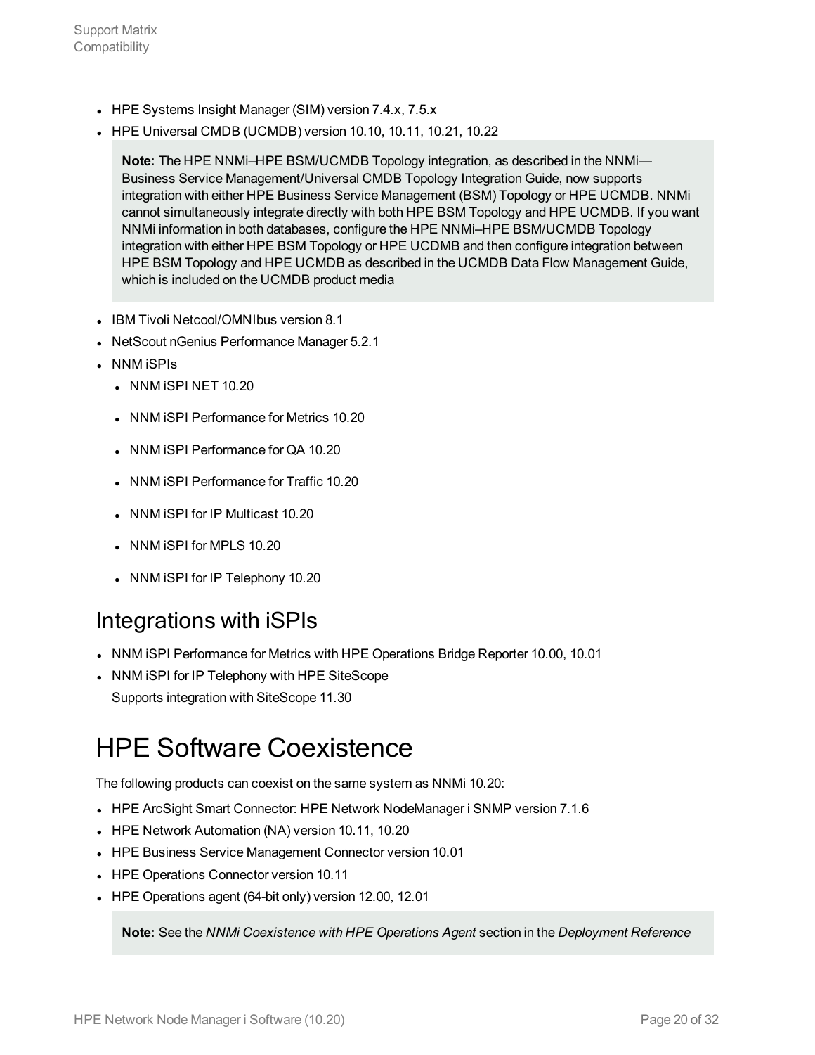- HPE Systems Insight Manager (SIM) version 7.4.x, 7.5.x
- HPE Universal CMDB (UCMDB) version 10.10, 10.11, 10.21, 10.22

  > **Note:** The HPE NNMi–HPE BSM/UCMDB Topology integration, as described in the NNMi—Business Service Management/Universal CMDB Topology Integration Guide, now supports integration with either HPE Business Service Management (BSM) Topology or HPE UCMDB. NNMi cannot simultaneously integrate directly with both HPE BSM Topology and HPE UCMDB. If you want NNMi information in both databases, configure the HPE NNMi–HPE BSM/UCMDB Topology integration with either HPE BSM Topology or HPE UCDMB and then configure integration between HPE BSM Topology and HPE UCMDB as described in the UCMDB Data Flow Management Guide, which is included on the UCMDB product media

- IBM Tivoli Netcool/OMNIbus version 8.1
- NetScout nGenius Performance Manager 5.2.1
- NNM iSPIs
  - NNM iSPI NET 10.20
  - NNM iSPI Performance for Metrics 10.20
  - NNM iSPI Performance for QA 10.20
  - NNM iSPI Performance for Traffic 10.20
  - NNM iSPI for IP Multicast 10.20
  - NNM iSPI for MPLS 10.20
  - NNM iSPI for IP Telephony 10.20

## Integrations with iSPIs

- NNM iSPI Performance for Metrics with HPE Operations Bridge Reporter 10.00, 10.01
- NNM iSPI for IP Telephony with HPE SiteScope
  Supports integration with SiteScope 11.30

# HPE Software Coexistence

The following products can coexist on the same system as NNMi 10.20:

- HPE ArcSight Smart Connector: HPE Network NodeManager i SNMP version 7.1.6
- HPE Network Automation (NA) version 10.11, 10.20
- HPE Business Service Management Connector version 10.01
- HPE Operations Connector version 10.11
- HPE Operations agent (64-bit only) version 12.00, 12.01

  > **Note:** See the *NNMi Coexistence with HPE Operations Agent* section in the *Deployment Reference*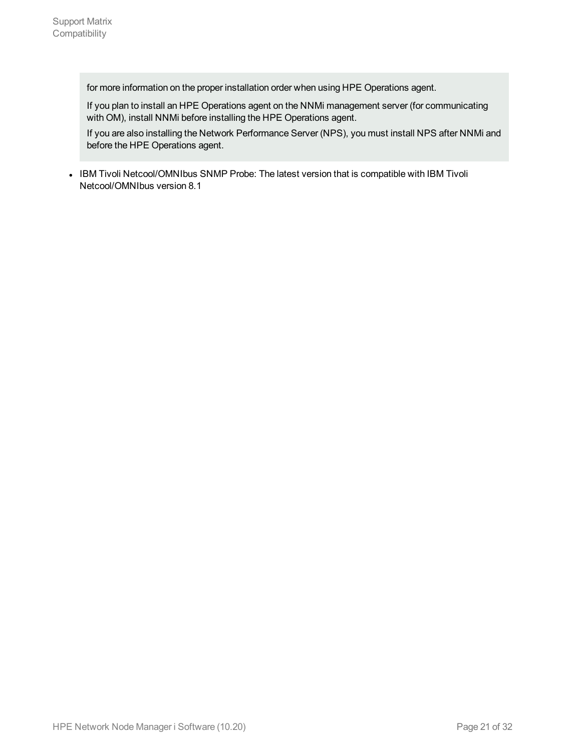> for more information on the proper installation order when using HPE Operations agent.
>
> If you plan to install an HPE Operations agent on the NNMi management server (for communicating with OM), install NNMi before installing the HPE Operations agent.
>
> If you are also installing the Network Performance Server (NPS), you must install NPS after NNMi and before the HPE Operations agent.

- IBM Tivoli Netcool/OMNIbus SNMP Probe: The latest version that is compatible with IBM Tivoli Netcool/OMNIbus version 8.1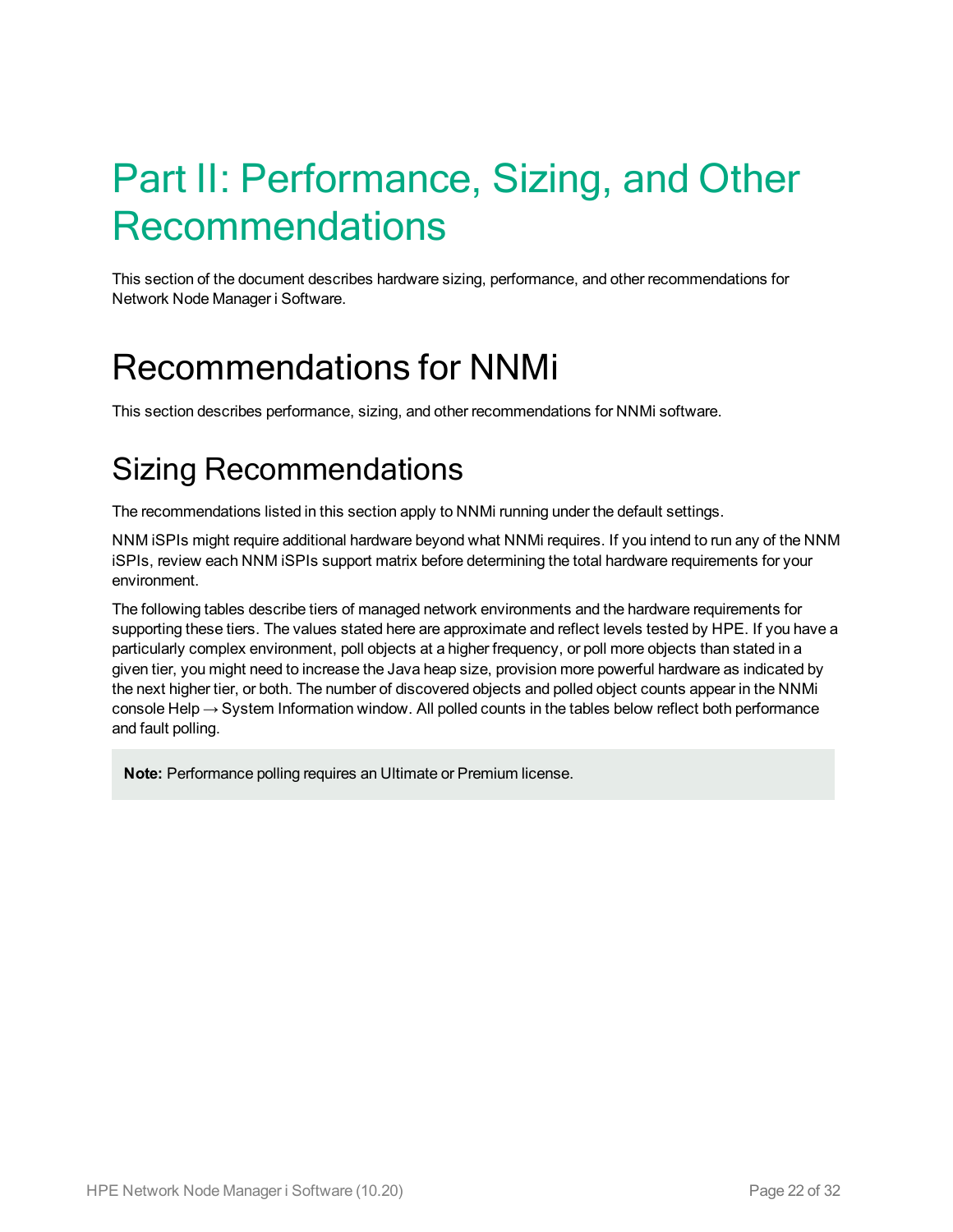# Part II: Performance, Sizing, and Other Recommendations

This section of the document describes hardware sizing, performance, and other recommendations for Network Node Manager i Software.

# Recommendations for NNMi

This section describes performance, sizing, and other recommendations for NNMi software.

## Sizing Recommendations

The recommendations listed in this section apply to NNMi running under the default settings.

NNM iSPIs might require additional hardware beyond what NNMi requires. If you intend to run any of the NNM iSPIs, review each NNM iSPIs support matrix before determining the total hardware requirements for your environment.

The following tables describe tiers of managed network environments and the hardware requirements for supporting these tiers. The values stated here are approximate and reflect levels tested by HPE. If you have a particularly complex environment, poll objects at a higher frequency, or poll more objects than stated in a given tier, you might need to increase the Java heap size, provision more powerful hardware as indicated by the next higher tier, or both. The number of discovered objects and polled object counts appear in the NNMi console Help → System Information window. All polled counts in the tables below reflect both performance and fault polling.

> **Note:** Performance polling requires an Ultimate or Premium license.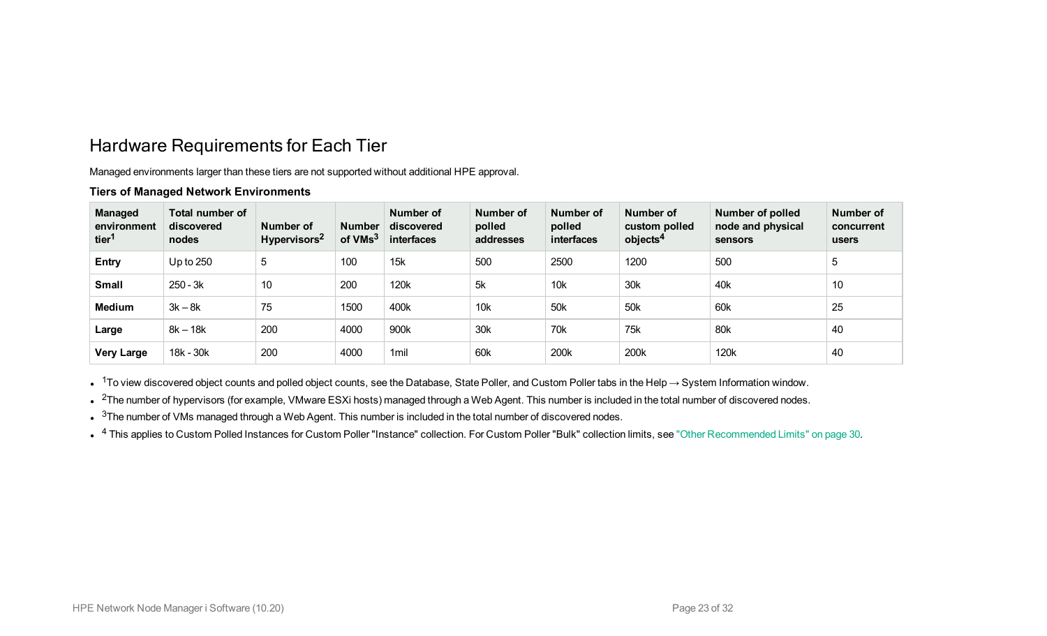## Hardware Requirements for Each Tier

Managed environments larger than these tiers are not supported without additional HPE approval.

**Tiers of Managed Network Environments**

| Managed environment tier[1] | Total number of discovered nodes | Number of Hypervisors[2] | Number of VMs[3] | Number of discovered interfaces | Number of polled addresses | Number of polled interfaces | Number of custom polled objects[4] | Number of polled node and physical sensors | Number of concurrent users |
|---|---|---|---|---|---|---|---|---|---|
| **Entry** | Up to 250 | 5 | 100 | 15k | 500 | 2500 | 1200 | 500 | 5 |
| **Small** | 250 - 3k | 10 | 200 | 120k | 5k | 10k | 30k | 40k | 10 |
| **Medium** | 3k – 8k | 75 | 1500 | 400k | 10k | 50k | 50k | 60k | 25 |
| **Large** | 8k – 18k | 200 | 4000 | 900k | 30k | 70k | 75k | 80k | 40 |
| **Very Large** | 18k - 30k | 200 | 4000 | 1mil | 60k | 200k | 200k | 120k | 40 |

- [1]To view discovered object counts and polled object counts, see the Database, State Poller, and Custom Poller tabs in the Help → System Information window.
- [2]The number of hypervisors (for example, VMware ESXi hosts) managed through a Web Agent. This number is included in the total number of discovered nodes.
- [3]The number of VMs managed through a Web Agent. This number is included in the total number of discovered nodes.
- [4] This applies to Custom Polled Instances for Custom Poller "Instance" collection. For Custom Poller "Bulk" collection limits, see "Other Recommended Limits" on page 30.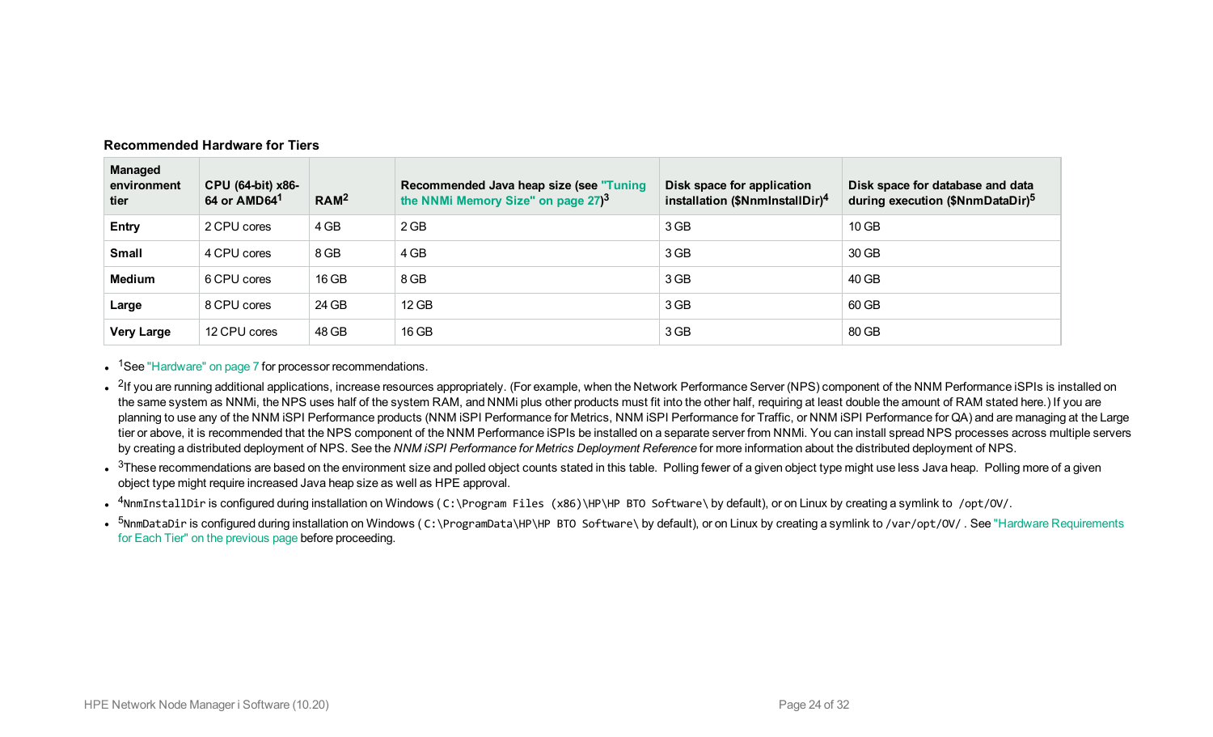**Recommended Hardware for Tiers**

| Managed environment tier | CPU (64-bit) x86-64 or AMD64[1] | RAM[2] | Recommended Java heap size (see "Tuning the NNMi Memory Size" on page 27)[3] | Disk space for application installation ($NnmInstallDir)[4] | Disk space for database and data during execution ($NnmDataDir)[5] |
|---|---|---|---|---|---|
| **Entry** | 2 CPU cores | 4 GB | 2 GB | 3 GB | 10 GB |
| **Small** | 4 CPU cores | 8 GB | 4 GB | 3 GB | 30 GB |
| **Medium** | 6 CPU cores | 16 GB | 8 GB | 3 GB | 40 GB |
| **Large** | 8 CPU cores | 24 GB | 12 GB | 3 GB | 60 GB |
| **Very Large** | 12 CPU cores | 48 GB | 16 GB | 3 GB | 80 GB |

- [1]See "Hardware" on page 7 for processor recommendations.
- [2]If you are running additional applications, increase resources appropriately. (For example, when the Network Performance Server (NPS) component of the NNM Performance iSPIs is installed on the same system as NNMi, the NPS uses half of the system RAM, and NNMi plus other products must fit into the other half, requiring at least double the amount of RAM stated here.) If you are planning to use any of the NNM iSPI Performance products (NNM iSPI Performance for Metrics, NNM iSPI Performance for Traffic, or NNM iSPI Performance for QA) and are managing at the Large tier or above, it is recommended that the NPS component of the NNM Performance iSPIs be installed on a separate server from NNMi. You can install spread NPS processes across multiple servers by creating a distributed deployment of NPS. See the *NNM iSPI Performance for Metrics Deployment Reference* for more information about the distributed deployment of NPS.
- [3]These recommendations are based on the environment size and polled object counts stated in this table. Polling fewer of a given object type might use less Java heap. Polling more of a given object type might require increased Java heap size as well as HPE approval.
- [4]`NnmInstallDir` is configured during installation on Windows (`C:\Program Files (x86)\HP\HP BTO Software\` by default), or on Linux by creating a symlink to `/opt/OV/`.
- [5]`NnmDataDir` is configured during installation on Windows (`C:\ProgramData\HP\HP BTO Software\` by default), or on Linux by creating a symlink to `/var/opt/OV/`. See "Hardware Requirements for Each Tier" on the previous page before proceeding.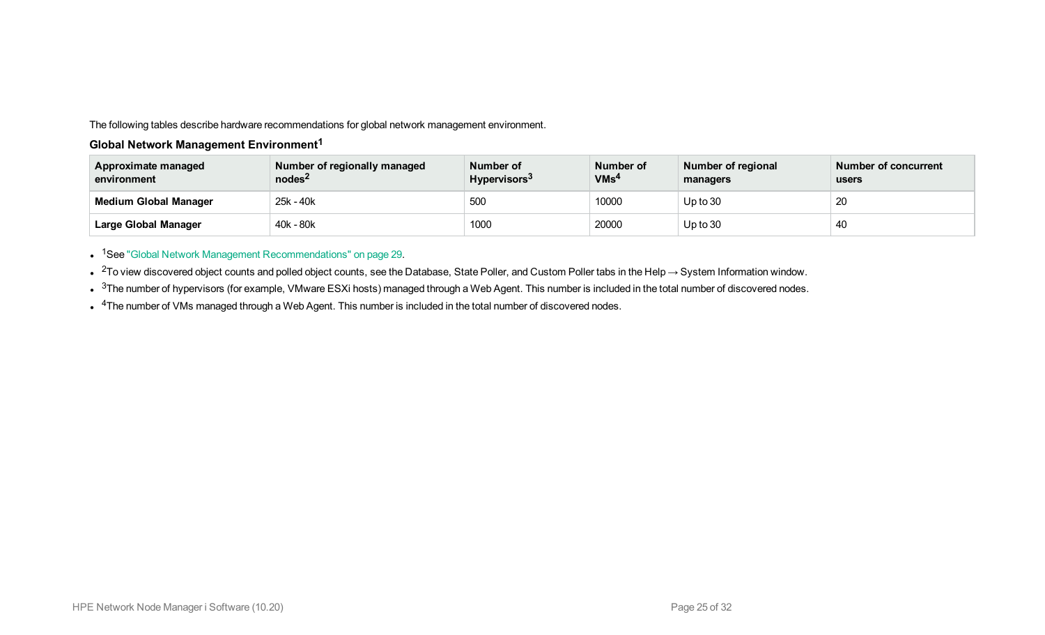The following tables describe hardware recommendations for global network management environment.

### Global Network Management Environment[1]

| Approximate managed environment | Number of regionally managed nodes[2] | Number of Hypervisors[3] | Number of VMs[4] | Number of regional managers | Number of concurrent users |
|---|---|---|---|---|---|
| **Medium Global Manager** | 25k - 40k | 500 | 10000 | Up to 30 | 20 |
| **Large Global Manager** | 40k - 80k | 1000 | 20000 | Up to 30 | 40 |

- [1]See "Global Network Management Recommendations" on page 29.
- [2]To view discovered object counts and polled object counts, see the Database, State Poller, and Custom Poller tabs in the Help → System Information window.
- [3]The number of hypervisors (for example, VMware ESXi hosts) managed through a Web Agent. This number is included in the total number of discovered nodes.
- [4]The number of VMs managed through a Web Agent. This number is included in the total number of discovered nodes.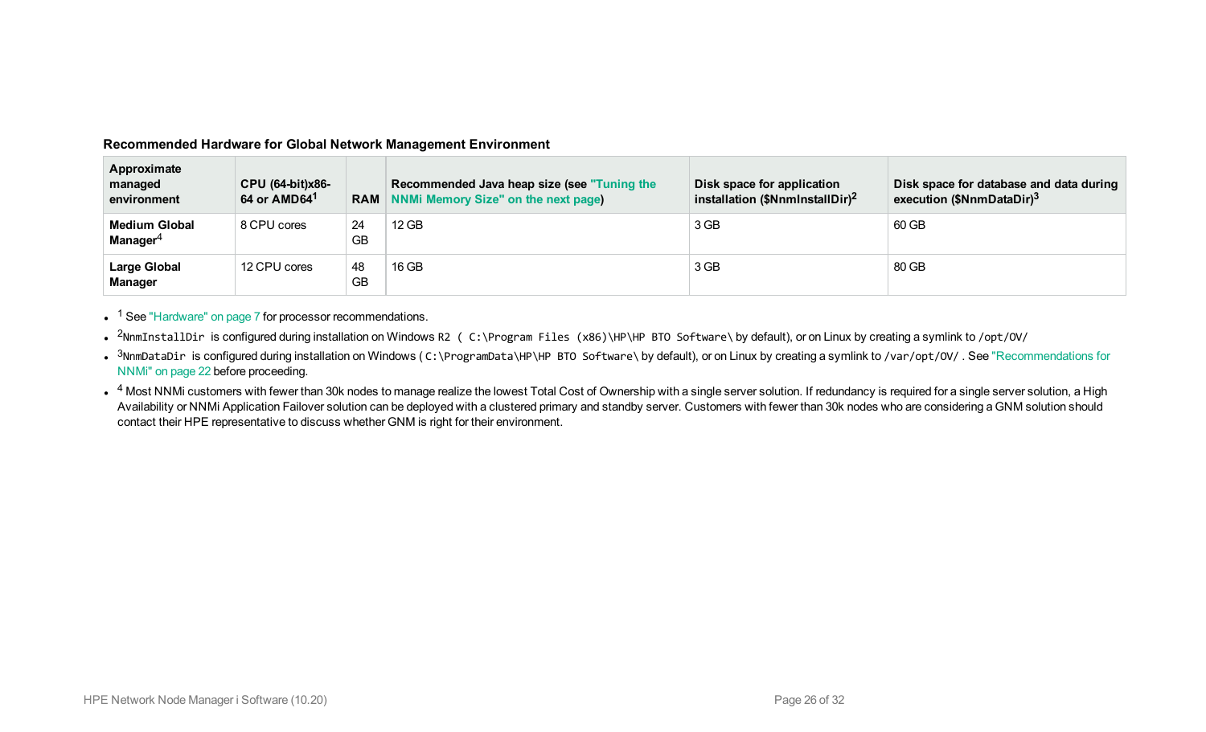**Recommended Hardware for Global Network Management Environment**

| Approximate managed environment | CPU (64-bit)x86-64 or AMD64[1] | RAM | Recommended Java heap size (see "Tuning the NNMi Memory Size" on the next page) | Disk space for application installation ($NnmInstallDir)[2] | Disk space for database and data during execution ($NnmDataDir)[3] |
|---|---|---|---|---|---|
| **Medium Global Manager**[4] | 8 CPU cores | 24 GB | 12 GB | 3 GB | 60 GB |
| **Large Global Manager** | 12 CPU cores | 48 GB | 16 GB | 3 GB | 80 GB |

- [1] See "Hardware" on page 7 for processor recommendations.
- [2] `NnmInstallDir` is configured during installation on Windows `R2 ( C:\Program Files (x86)\HP\HP BTO Software\` by default), or on Linux by creating a symlink to `/opt/OV/`
- [3] `NnmDataDir` is configured during installation on Windows ( `C:\ProgramData\HP\HP BTO Software\` by default), or on Linux by creating a symlink to `/var/opt/OV/` . See "Recommendations for NNMi" on page 22 before proceeding.
- [4] Most NNMi customers with fewer than 30k nodes to manage realize the lowest Total Cost of Ownership with a single server solution. If redundancy is required for a single server solution, a High Availability or NNMi Application Failover solution can be deployed with a clustered primary and standby server. Customers with fewer than 30k nodes who are considering a GNM solution should contact their HPE representative to discuss whether GNM is right for their environment.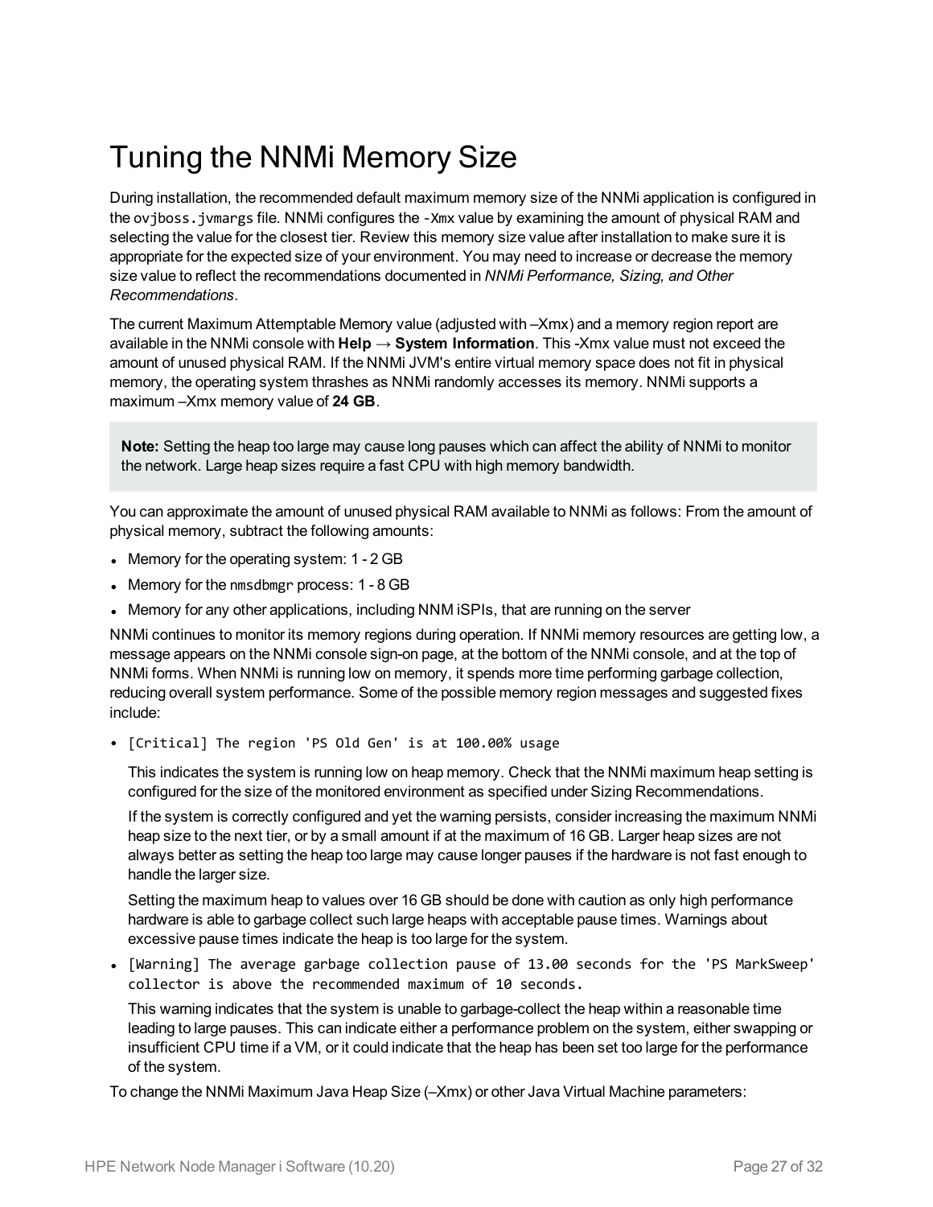# Tuning the NNMi Memory Size

During installation, the recommended default maximum memory size of the NNMi application is configured in the `ovjboss.jvmargs` file. NNMi configures the `-Xmx` value by examining the amount of physical RAM and selecting the value for the closest tier. Review this memory size value after installation to make sure it is appropriate for the expected size of your environment. You may need to increase or decrease the memory size value to reflect the recommendations documented in *NNMi Performance, Sizing, and Other Recommendations*.

The current Maximum Attemptable Memory value (adjusted with –Xmx) and a memory region report are available in the NNMi console with **Help → System Information**. This -Xmx value must not exceed the amount of unused physical RAM. If the NNMi JVM's entire virtual memory space does not fit in physical memory, the operating system thrashes as NNMi randomly accesses its memory. NNMi supports a maximum –Xmx memory value of **24 GB**.

> **Note:** Setting the heap too large may cause long pauses which can affect the ability of NNMi to monitor the network. Large heap sizes require a fast CPU with high memory bandwidth.

You can approximate the amount of unused physical RAM available to NNMi as follows: From the amount of physical memory, subtract the following amounts:

- Memory for the operating system: 1 - 2 GB
- Memory for the `nmsdbmgr` process: 1 - 8 GB
- Memory for any other applications, including NNM iSPIs, that are running on the server

NNMi continues to monitor its memory regions during operation. If NNMi memory resources are getting low, a message appears on the NNMi console sign-on page, at the bottom of the NNMi console, and at the top of NNMi forms. When NNMi is running low on memory, it spends more time performing garbage collection, reducing overall system performance. Some of the possible memory region messages and suggested fixes include:

- `[Critical] The region 'PS Old Gen' is at 100.00% usage`

  This indicates the system is running low on heap memory. Check that the NNMi maximum heap setting is configured for the size of the monitored environment as specified under Sizing Recommendations.

  If the system is correctly configured and yet the warning persists, consider increasing the maximum NNMi heap size to the next tier, or by a small amount if at the maximum of 16 GB. Larger heap sizes are not always better as setting the heap too large may cause longer pauses if the hardware is not fast enough to handle the larger size.

  Setting the maximum heap to values over 16 GB should be done with caution as only high performance hardware is able to garbage collect such large heaps with acceptable pause times. Warnings about excessive pause times indicate the heap is too large for the system.

- `[Warning] The average garbage collection pause of 13.00 seconds for the 'PS MarkSweep' collector is above the recommended maximum of 10 seconds.`

  This warning indicates that the system is unable to garbage-collect the heap within a reasonable time leading to large pauses. This can indicate either a performance problem on the system, either swapping or insufficient CPU time if a VM, or it could indicate that the heap has been set too large for the performance of the system.

To change the NNMi Maximum Java Heap Size (–Xmx) or other Java Virtual Machine parameters: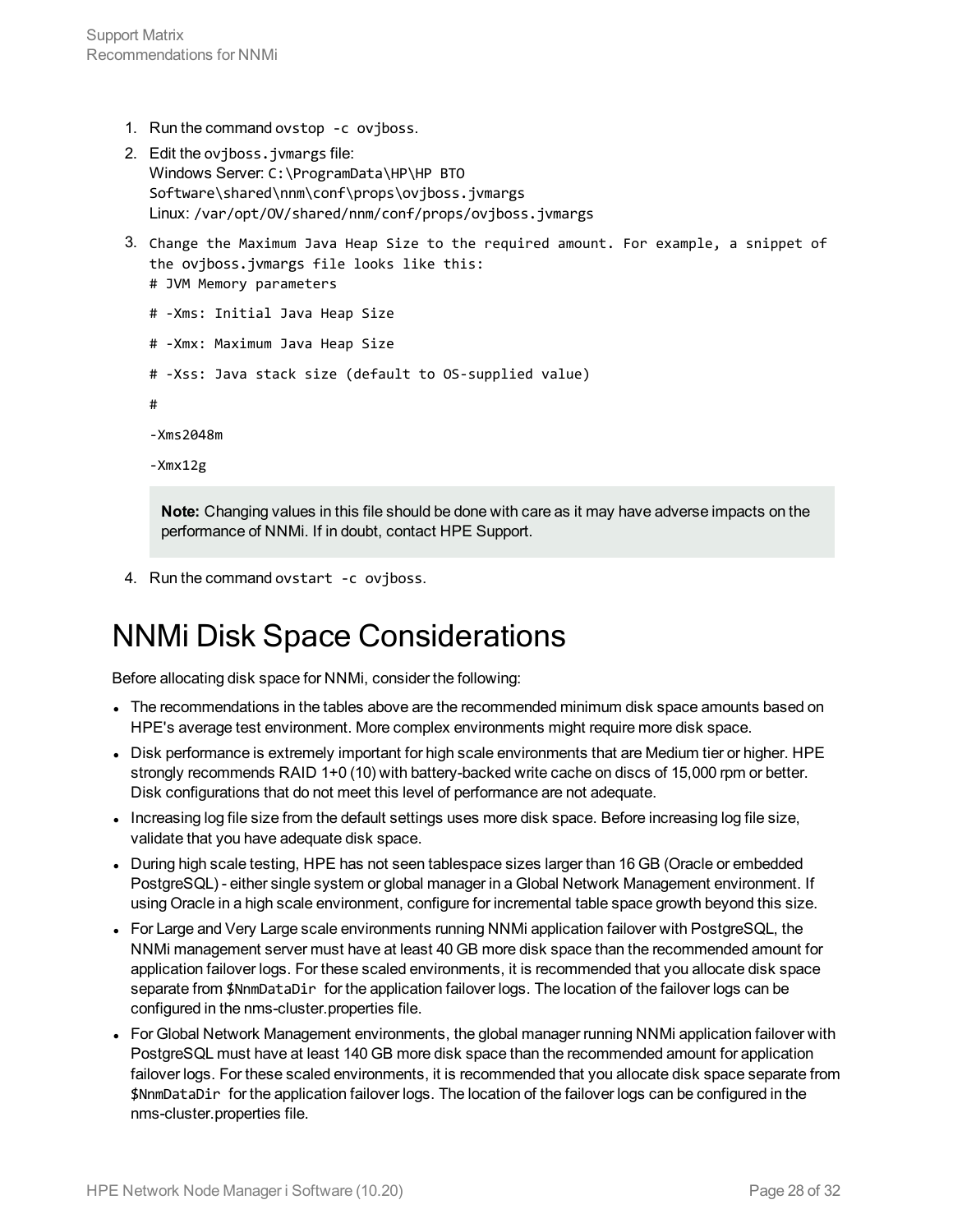1. Run the command `ovstop -c ovjboss`.
2. Edit the `ovjboss.jvmargs` file:
   Windows Server: `C:\ProgramData\HP\HP BTO Software\shared\nnm\conf\props\ovjboss.jvmargs`
   Linux: `/var/opt/OV/shared/nnm/conf/props/ovjboss.jvmargs`
3. Change the Maximum Java Heap Size to the required amount. For example, a snippet of the ovjboss.jvmargs file looks like this:

   ```
   # JVM Memory parameters

   # -Xms: Initial Java Heap Size

   # -Xmx: Maximum Java Heap Size

   # -Xss: Java stack size (default to OS-supplied value)

   #

   -Xms2048m

   -Xmx12g
   ```

   **Note:** Changing values in this file should be done with care as it may have adverse impacts on the performance of NNMi. If in doubt, contact HPE Support.

4. Run the command `ovstart -c ovjboss`.

# NNMi Disk Space Considerations

Before allocating disk space for NNMi, consider the following:

- The recommendations in the tables above are the recommended minimum disk space amounts based on HPE's average test environment. More complex environments might require more disk space.
- Disk performance is extremely important for high scale environments that are Medium tier or higher. HPE strongly recommends RAID 1+0 (10) with battery-backed write cache on discs of 15,000 rpm or better. Disk configurations that do not meet this level of performance are not adequate.
- Increasing log file size from the default settings uses more disk space. Before increasing log file size, validate that you have adequate disk space.
- During high scale testing, HPE has not seen tablespace sizes larger than 16 GB (Oracle or embedded PostgreSQL) - either single system or global manager in a Global Network Management environment. If using Oracle in a high scale environment, configure for incremental table space growth beyond this size.
- For Large and Very Large scale environments running NNMi application failover with PostgreSQL, the NNMi management server must have at least 40 GB more disk space than the recommended amount for application failover logs. For these scaled environments, it is recommended that you allocate disk space separate from `$NnmDataDir` for the application failover logs. The location of the failover logs can be configured in the nms-cluster.properties file.
- For Global Network Management environments, the global manager running NNMi application failover with PostgreSQL must have at least 140 GB more disk space than the recommended amount for application failover logs. For these scaled environments, it is recommended that you allocate disk space separate from `$NnmDataDir` for the application failover logs. The location of the failover logs can be configured in the nms-cluster.properties file.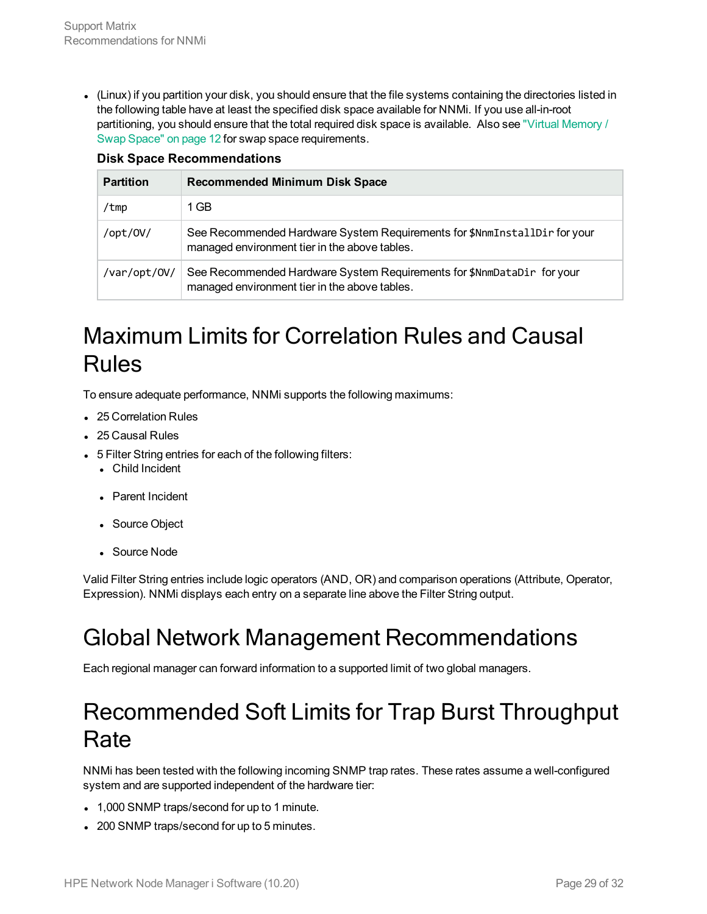- (Linux) if you partition your disk, you should ensure that the file systems containing the directories listed in the following table have at least the specified disk space available for NNMi. If you use all-in-root partitioning, you should ensure that the total required disk space is available. Also see "Virtual Memory / Swap Space" on page 12 for swap space requirements.

**Disk Space Recommendations**

| Partition | Recommended Minimum Disk Space |
|---|---|
| `/tmp` | 1 GB |
| `/opt/OV/` | See Recommended Hardware System Requirements for `$NnmInstallDir` for your managed environment tier in the above tables. |
| `/var/opt/OV/` | See Recommended Hardware System Requirements for `$NnmDataDir` for your managed environment tier in the above tables. |

# Maximum Limits for Correlation Rules and Causal Rules

To ensure adequate performance, NNMi supports the following maximums:

- 25 Correlation Rules
- 25 Causal Rules
- 5 Filter String entries for each of the following filters:
  - Child Incident
  - Parent Incident
  - Source Object
  - Source Node

Valid Filter String entries include logic operators (AND, OR) and comparison operations (Attribute, Operator, Expression). NNMi displays each entry on a separate line above the Filter String output.

# Global Network Management Recommendations

Each regional manager can forward information to a supported limit of two global managers.

# Recommended Soft Limits for Trap Burst Throughput Rate

NNMi has been tested with the following incoming SNMP trap rates. These rates assume a well-configured system and are supported independent of the hardware tier:

- 1,000 SNMP traps/second for up to 1 minute.
- 200 SNMP traps/second for up to 5 minutes.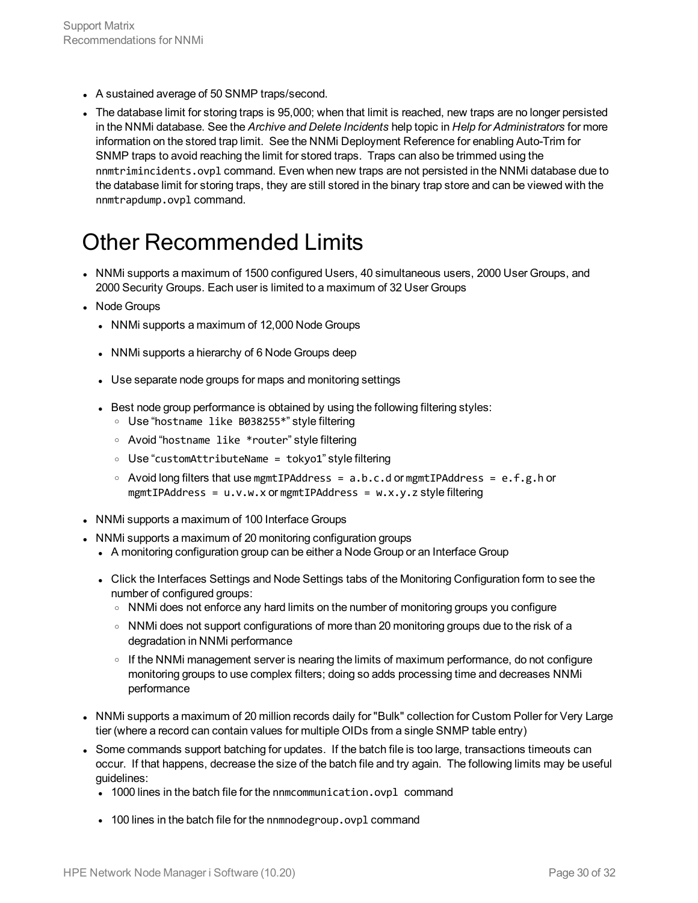- A sustained average of 50 SNMP traps/second.
- The database limit for storing traps is 95,000; when that limit is reached, new traps are no longer persisted in the NNMi database. See the *Archive and Delete Incidents* help topic in *Help for Administrators* for more information on the stored trap limit. See the NNMi Deployment Reference for enabling Auto-Trim for SNMP traps to avoid reaching the limit for stored traps. Traps can also be trimmed using the `nnmtrimincidents.ovpl` command. Even when new traps are not persisted in the NNMi database due to the database limit for storing traps, they are still stored in the binary trap store and can be viewed with the `nnmtrapdump.ovpl` command.

# Other Recommended Limits

- NNMi supports a maximum of 1500 configured Users, 40 simultaneous users, 2000 User Groups, and 2000 Security Groups. Each user is limited to a maximum of 32 User Groups
- Node Groups
  - NNMi supports a maximum of 12,000 Node Groups
  - NNMi supports a hierarchy of 6 Node Groups deep
  - Use separate node groups for maps and monitoring settings
  - Best node group performance is obtained by using the following filtering styles:
    - Use "`hostname like B038255*`" style filtering
    - Avoid "`hostname like *router`" style filtering
    - Use "`customAttributeName = tokyo1`" style filtering
    - Avoid long filters that use `mgmtIPAddress = a.b.c.d` or `mgmtIPAddress = e.f.g.h` or `mgmtIPAddress = u.v.w.x` or `mgmtIPAddress = w.x.y.z` style filtering
- NNMi supports a maximum of 100 Interface Groups
- NNMi supports a maximum of 20 monitoring configuration groups
  - A monitoring configuration group can be either a Node Group or an Interface Group
  - Click the Interfaces Settings and Node Settings tabs of the Monitoring Configuration form to see the number of configured groups:
    - NNMi does not enforce any hard limits on the number of monitoring groups you configure
    - NNMi does not support configurations of more than 20 monitoring groups due to the risk of a degradation in NNMi performance
    - If the NNMi management server is nearing the limits of maximum performance, do not configure monitoring groups to use complex filters; doing so adds processing time and decreases NNMi performance
- NNMi supports a maximum of 20 million records daily for "Bulk" collection for Custom Poller for Very Large tier (where a record can contain values for multiple OIDs from a single SNMP table entry)
- Some commands support batching for updates. If the batch file is too large, transactions timeouts can occur. If that happens, decrease the size of the batch file and try again. The following limits may be useful guidelines:
  - 1000 lines in the batch file for the `nnmcommunication.ovpl` command
  - 100 lines in the batch file for the `nnmnodegroup.ovpl` command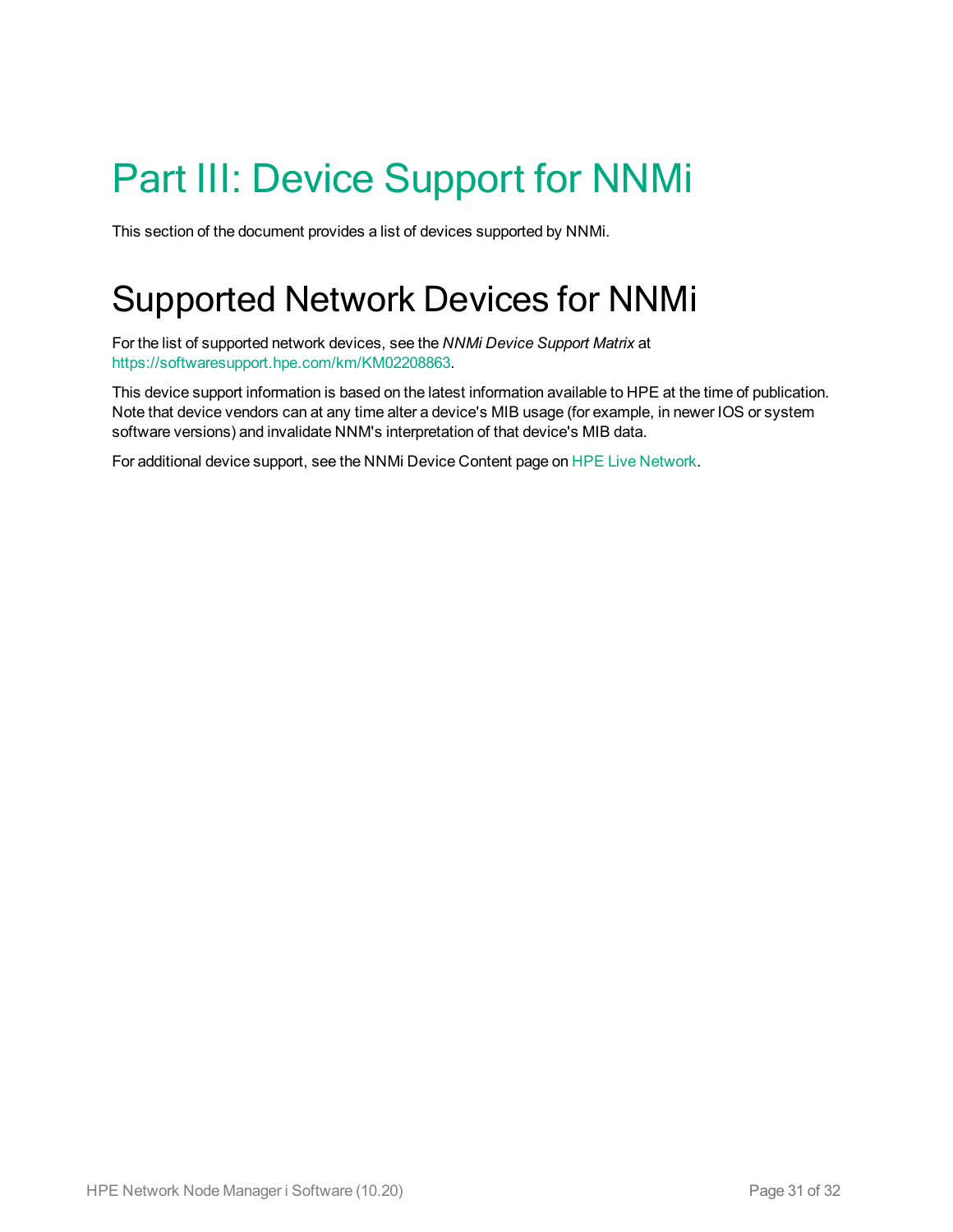# Part III: Device Support for NNMi

This section of the document provides a list of devices supported by NNMi.

## Supported Network Devices for NNMi

For the list of supported network devices, see the *NNMi Device Support Matrix* at https://softwaresupport.hpe.com/km/KM02208863.

This device support information is based on the latest information available to HPE at the time of publication. Note that device vendors can at any time alter a device's MIB usage (for example, in newer IOS or system software versions) and invalidate NNM's interpretation of that device's MIB data.

For additional device support, see the NNMi Device Content page on HPE Live Network.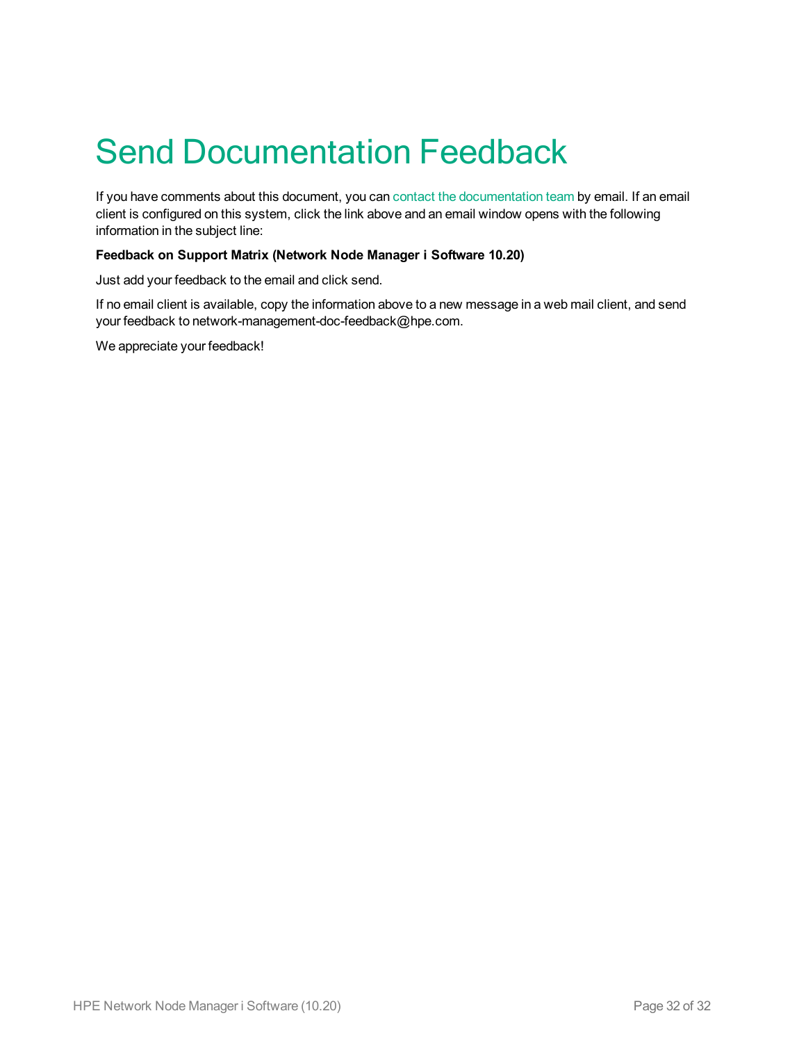# Send Documentation Feedback

If you have comments about this document, you can contact the documentation team by email. If an email client is configured on this system, click the link above and an email window opens with the following information in the subject line:

**Feedback on Support Matrix (Network Node Manager i Software 10.20)**

Just add your feedback to the email and click send.

If no email client is available, copy the information above to a new message in a web mail client, and send your feedback to network-management-doc-feedback@hpe.com.

We appreciate your feedback!